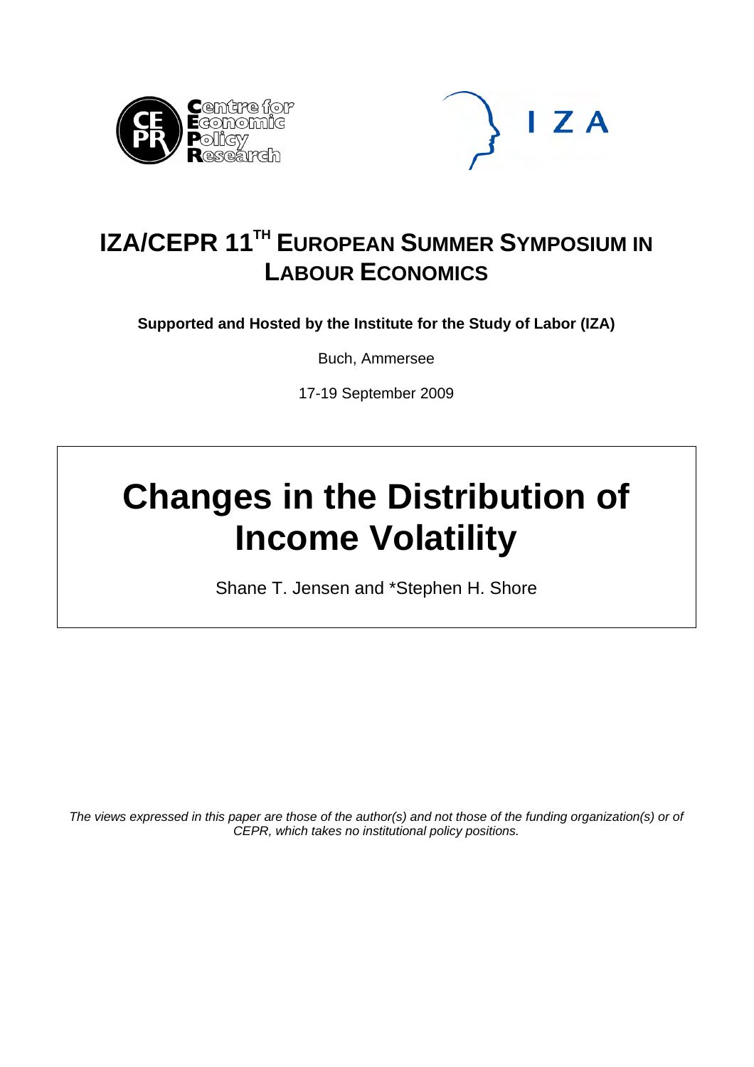# IZA/CEPR 11TH EUROPEAN SUMMER SYMPOSIUM IN LABOUR ECONOMICS

**Supported and Hosted by the Institute for the Study of Labor (IZA)**

Buch, Ammersee

17-19 September 2009

# Changes in the Distribution of Income Volatility

Shane T. Jensen and *Stephen H. Shore

*The views expressed in this paper are those of the author(s) and not those of the funding organization(s) or of CEPR, which takes no institutional policy positions.*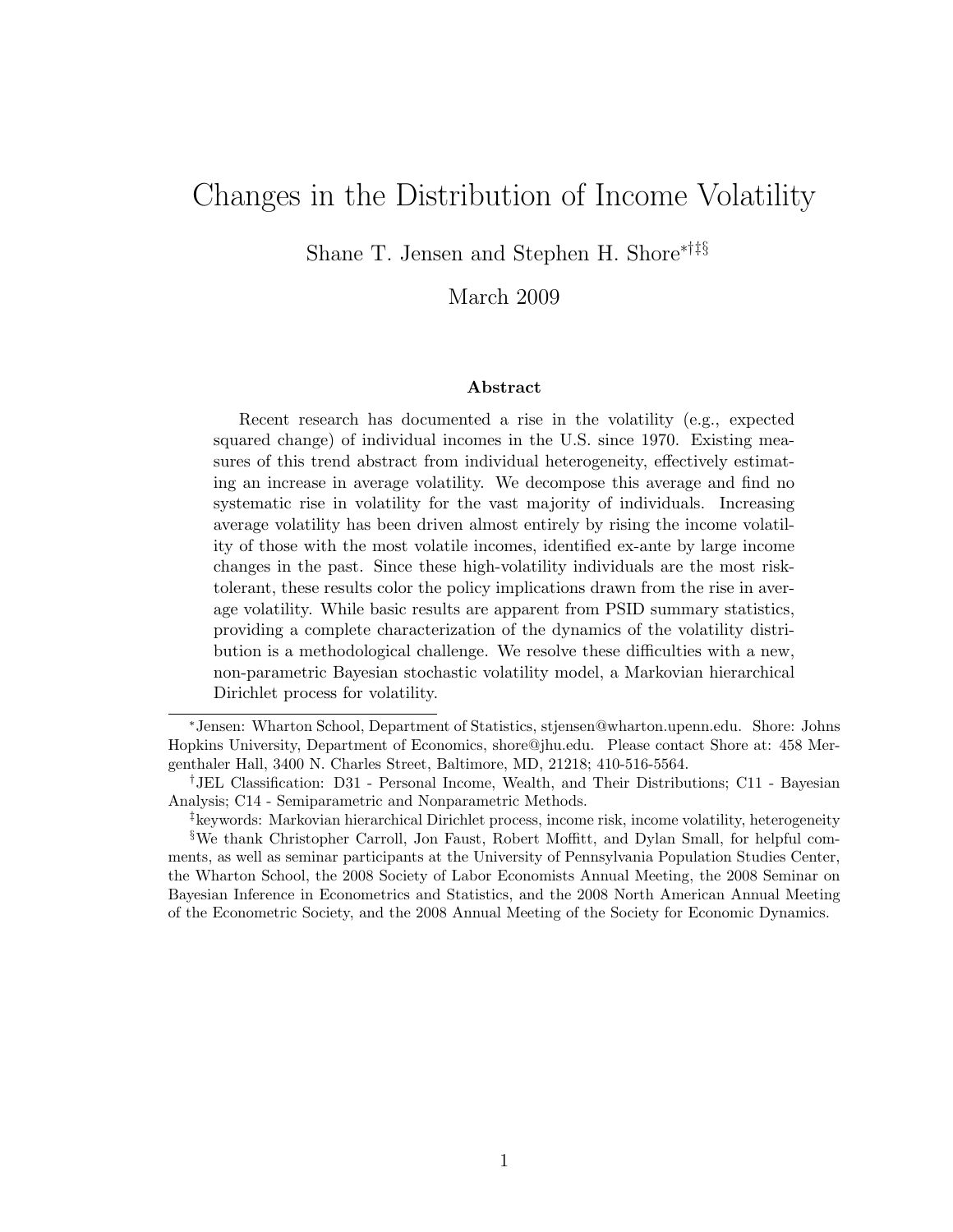# Changes in the Distribution of Income Volatility

Shane T. Jensen and Stephen H. Shore[*,†,‡,§]

March 2009

### Abstract

Recent research has documented a rise in the volatility (e.g., expected squared change) of individual incomes in the U.S. since 1970. Existing measures of this trend abstract from individual heterogeneity, effectively estimating an increase in average volatility. We decompose this average and find no systematic rise in volatility for the vast majority of individuals. Increasing average volatility has been driven almost entirely by rising the income volatility of those with the most volatile incomes, identified ex-ante by large income changes in the past. Since these high-volatility individuals are the most risk-tolerant, these results color the policy implications drawn from the rise in average volatility. While basic results are apparent from PSID summary statistics, providing a complete characterization of the dynamics of the volatility distribution is a methodological challenge. We resolve these difficulties with a new, non-parametric Bayesian stochastic volatility model, a Markovian hierarchical Dirichlet process for volatility.

---

[*] Jensen: Wharton School, Department of Statistics, stjensen@wharton.upenn.edu. Shore: Johns Hopkins University, Department of Economics, shore@jhu.edu. Please contact Shore at: 458 Mergenthaler Hall, 3400 N. Charles Street, Baltimore, MD, 21218; 410-516-5564.

[†] JEL Classification: D31 - Personal Income, Wealth, and Their Distributions; C11 - Bayesian Analysis; C14 - Semiparametric and Nonparametric Methods.

[‡] keywords: Markovian hierarchical Dirichlet process, income risk, income volatility, heterogeneity

[§] We thank Christopher Carroll, Jon Faust, Robert Moffitt, and Dylan Small, for helpful comments, as well as seminar participants at the University of Pennsylvania Population Studies Center, the Wharton School, the 2008 Society of Labor Economists Annual Meeting, the 2008 Seminar on Bayesian Inference in Econometrics and Statistics, and the 2008 North American Annual Meeting of the Econometric Society, and the 2008 Annual Meeting of the Society for Economic Dynamics.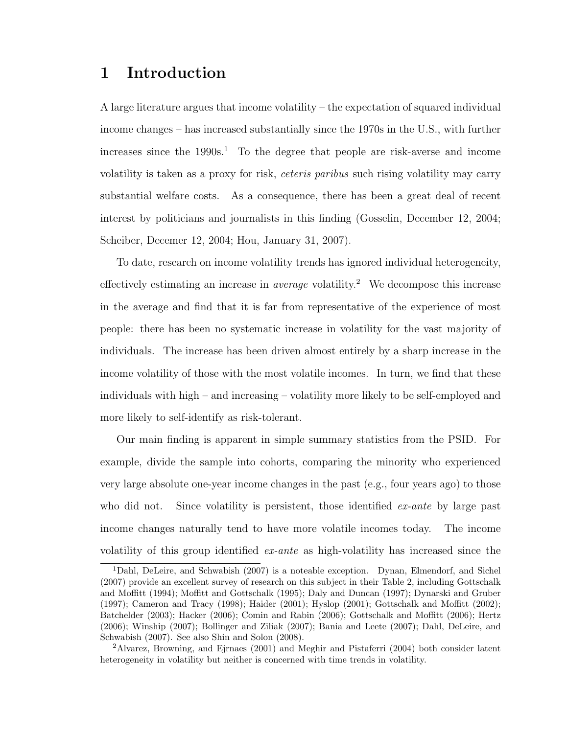# 1 Introduction

A large literature argues that income volatility – the expectation of squared individual income changes – has increased substantially since the 1970s in the U.S., with further increases since the 1990s.[1] To the degree that people are risk-averse and income volatility is taken as a proxy for risk, *ceteris paribus* such rising volatility may carry substantial welfare costs. As a consequence, there has been a great deal of recent interest by politicians and journalists in this finding (Gosselin, December 12, 2004; Scheiber, Decemer 12, 2004; Hou, January 31, 2007).

To date, research on income volatility trends has ignored individual heterogeneity, effectively estimating an increase in *average* volatility.[2] We decompose this increase in the average and find that it is far from representative of the experience of most people: there has been no systematic increase in volatility for the vast majority of individuals. The increase has been driven almost entirely by a sharp increase in the income volatility of those with the most volatile incomes. In turn, we find that these individuals with high – and increasing – volatility more likely to be self-employed and more likely to self-identify as risk-tolerant.

Our main finding is apparent in simple summary statistics from the PSID. For example, divide the sample into cohorts, comparing the minority who experienced very large absolute one-year income changes in the past (e.g., four years ago) to those who did not. Since volatility is persistent, those identified *ex-ante* by large past income changes naturally tend to have more volatile incomes today. The income volatility of this group identified *ex-ante* as high-volatility has increased since the

[1] Dahl, DeLeire, and Schwabish (2007) is a noteable exception. Dynan, Elmendorf, and Sichel (2007) provide an excellent survey of research on this subject in their Table 2, including Gottschalk and Moffitt (1994); Moffitt and Gottschalk (1995); Daly and Duncan (1997); Dynarski and Gruber (1997); Cameron and Tracy (1998); Haider (2001); Hyslop (2001); Gottschalk and Moffitt (2002); Batchelder (2003); Hacker (2006); Comin and Rabin (2006); Gottschalk and Moffitt (2006); Hertz (2006); Winship (2007); Bollinger and Ziliak (2007); Bania and Leete (2007); Dahl, DeLeire, and Schwabish (2007). See also Shin and Solon (2008).

[2] Alvarez, Browning, and Ejrnaes (2001) and Meghir and Pistaferri (2004) both consider latent heterogeneity in volatility but neither is concerned with time trends in volatility.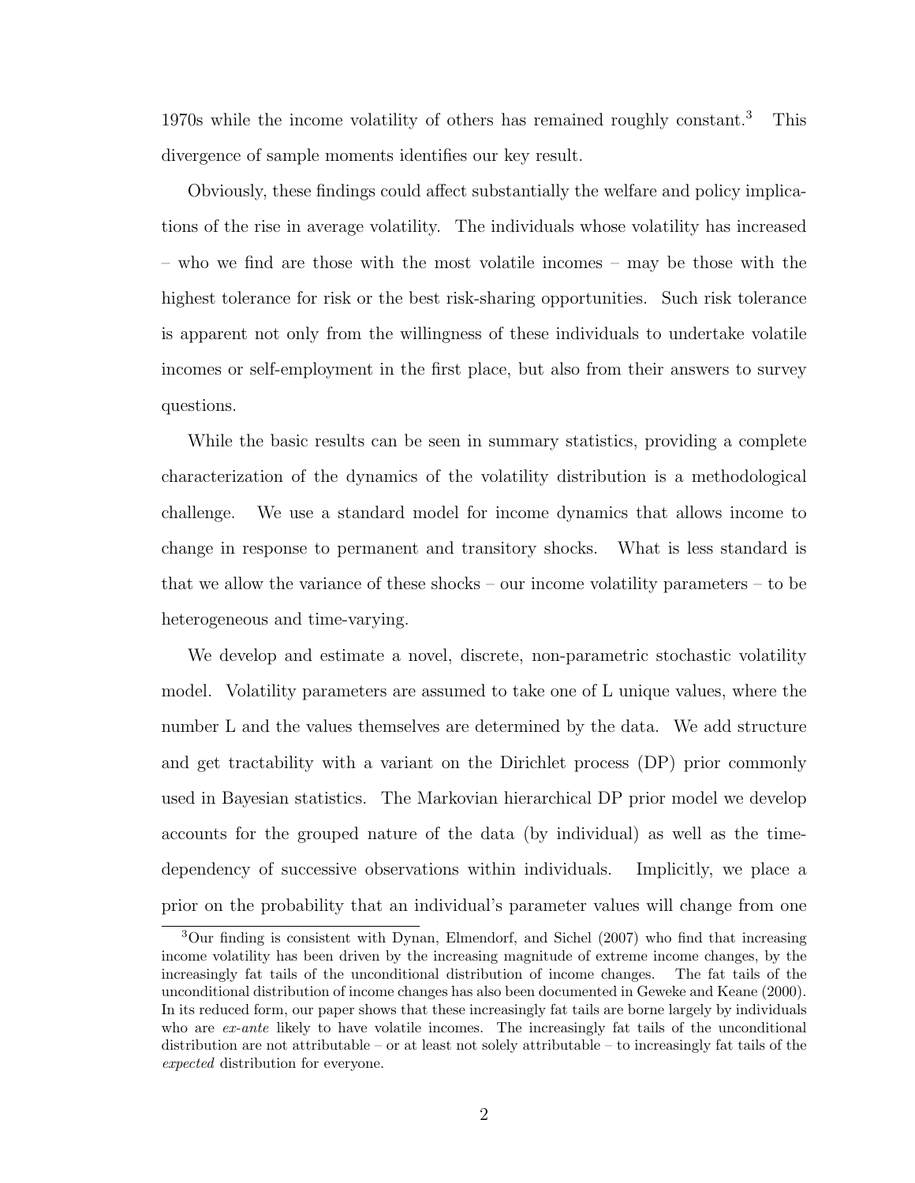1970s while the income volatility of others has remained roughly constant.[3] This divergence of sample moments identifies our key result.

Obviously, these findings could affect substantially the welfare and policy implications of the rise in average volatility. The individuals whose volatility has increased – who we find are those with the most volatile incomes – may be those with the highest tolerance for risk or the best risk-sharing opportunities. Such risk tolerance is apparent not only from the willingness of these individuals to undertake volatile incomes or self-employment in the first place, but also from their answers to survey questions.

While the basic results can be seen in summary statistics, providing a complete characterization of the dynamics of the volatility distribution is a methodological challenge. We use a standard model for income dynamics that allows income to change in response to permanent and transitory shocks. What is less standard is that we allow the variance of these shocks – our income volatility parameters – to be heterogeneous and time-varying.

We develop and estimate a novel, discrete, non-parametric stochastic volatility model. Volatility parameters are assumed to take one of L unique values, where the number L and the values themselves are determined by the data. We add structure and get tractability with a variant on the Dirichlet process (DP) prior commonly used in Bayesian statistics. The Markovian hierarchical DP prior model we develop accounts for the grouped nature of the data (by individual) as well as the time-dependency of successive observations within individuals. Implicitly, we place a prior on the probability that an individual's parameter values will change from one

[3] Our finding is consistent with Dynan, Elmendorf, and Sichel (2007) who find that increasing income volatility has been driven by the increasing magnitude of extreme income changes, by the increasingly fat tails of the unconditional distribution of income changes. The fat tails of the unconditional distribution of income changes has also been documented in Geweke and Keane (2000). In its reduced form, our paper shows that these increasingly fat tails are borne largely by individuals who are *ex-ante* likely to have volatile incomes. The increasingly fat tails of the unconditional distribution are not attributable – or at least not solely attributable – to increasingly fat tails of the *expected* distribution for everyone.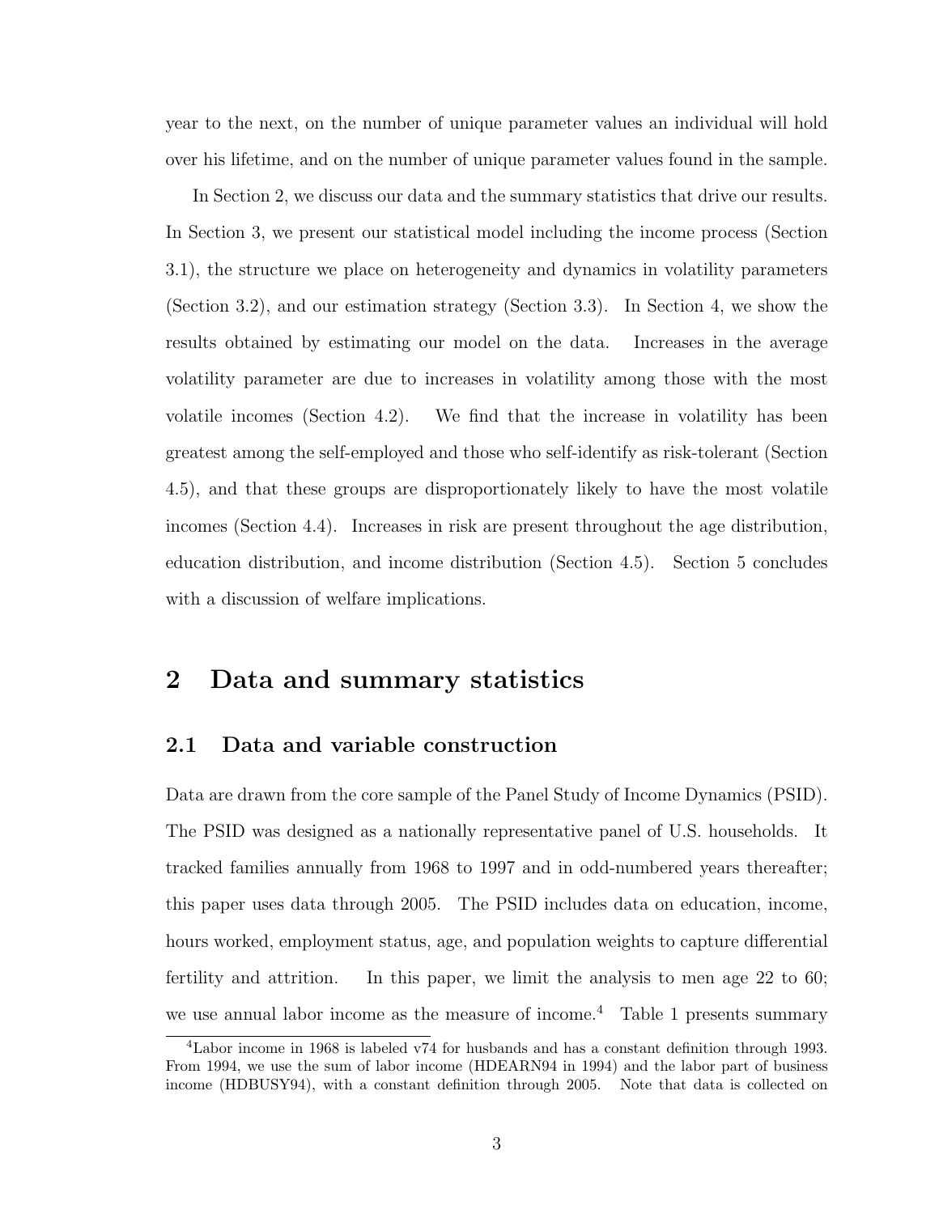year to the next, on the number of unique parameter values an individual will hold over his lifetime, and on the number of unique parameter values found in the sample.

In Section 2, we discuss our data and the summary statistics that drive our results. In Section 3, we present our statistical model including the income process (Section 3.1), the structure we place on heterogeneity and dynamics in volatility parameters (Section 3.2), and our estimation strategy (Section 3.3). In Section 4, we show the results obtained by estimating our model on the data. Increases in the average volatility parameter are due to increases in volatility among those with the most volatile incomes (Section 4.2). We find that the increase in volatility has been greatest among the self-employed and those who self-identify as risk-tolerant (Section 4.5), and that these groups are disproportionately likely to have the most volatile incomes (Section 4.4). Increases in risk are present throughout the age distribution, education distribution, and income distribution (Section 4.5). Section 5 concludes with a discussion of welfare implications.

## 2 Data and summary statistics

### 2.1 Data and variable construction

Data are drawn from the core sample of the Panel Study of Income Dynamics (PSID). The PSID was designed as a nationally representative panel of U.S. households. It tracked families annually from 1968 to 1997 and in odd-numbered years thereafter; this paper uses data through 2005. The PSID includes data on education, income, hours worked, employment status, age, and population weights to capture differential fertility and attrition. In this paper, we limit the analysis to men age 22 to 60; we use annual labor income as the measure of income.[4] Table 1 presents summary

[4] Labor income in 1968 is labeled v74 for husbands and has a constant definition through 1993. From 1994, we use the sum of labor income (HDEARN94 in 1994) and the labor part of business income (HDBUSY94), with a constant definition through 2005. Note that data is collected on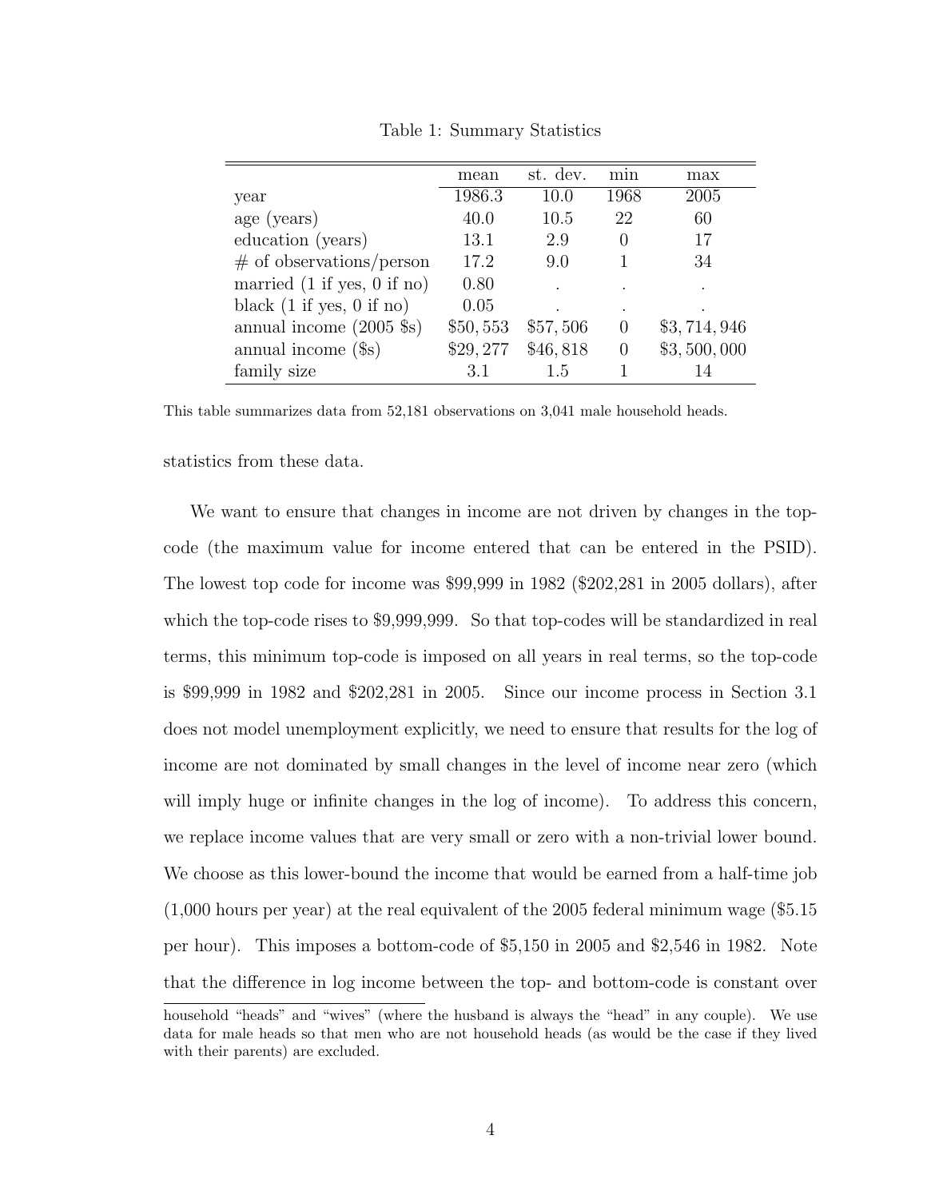Table 1: Summary Statistics

| | mean | st. dev. | min | max |
|---|---|---|---|---|
| year | 1986.3 | 10.0 | 1968 | 2005 |
| age (years) | 40.0 | 10.5 | 22 | 60 |
| education (years) | 13.1 | 2.9 | 0 | 17 |
| # of observations/person | 17.2 | 9.0 | 1 | 34 |
| married (1 if yes, 0 if no) | 0.80 | . | . | . |
| black (1 if yes, 0 if no) | 0.05 | . | . | . |
| annual income (2005 \$s) | \$50,553 | \$57,506 | 0 | \$3,714,946 |
| annual income (\$s) | \$29,277 | \$46,818 | 0 | \$3,500,000 |
| family size | 3.1 | 1.5 | 1 | 14 |

This table summarizes data from 52,181 observations on 3,041 male household heads.

statistics from these data.

We want to ensure that changes in income are not driven by changes in the top-code (the maximum value for income entered that can be entered in the PSID). The lowest top code for income was \$99,999 in 1982 (\$202,281 in 2005 dollars), after which the top-code rises to \$9,999,999. So that top-codes will be standardized in real terms, this minimum top-code is imposed on all years in real terms, so the top-code is \$99,999 in 1982 and \$202,281 in 2005. Since our income process in Section 3.1 does not model unemployment explicitly, we need to ensure that results for the log of income are not dominated by small changes in the level of income near zero (which will imply huge or infinite changes in the log of income). To address this concern, we replace income values that are very small or zero with a non-trivial lower bound. We choose as this lower-bound the income that would be earned from a half-time job (1,000 hours per year) at the real equivalent of the 2005 federal minimum wage (\$5.15 per hour). This imposes a bottom-code of \$5,150 in 2005 and \$2,546 in 1982. Note that the difference in log income between the top- and bottom-code is constant over

household "heads" and "wives" (where the husband is always the "head" in any couple). We use data for male heads so that men who are not household heads (as would be the case if they lived with their parents) are excluded.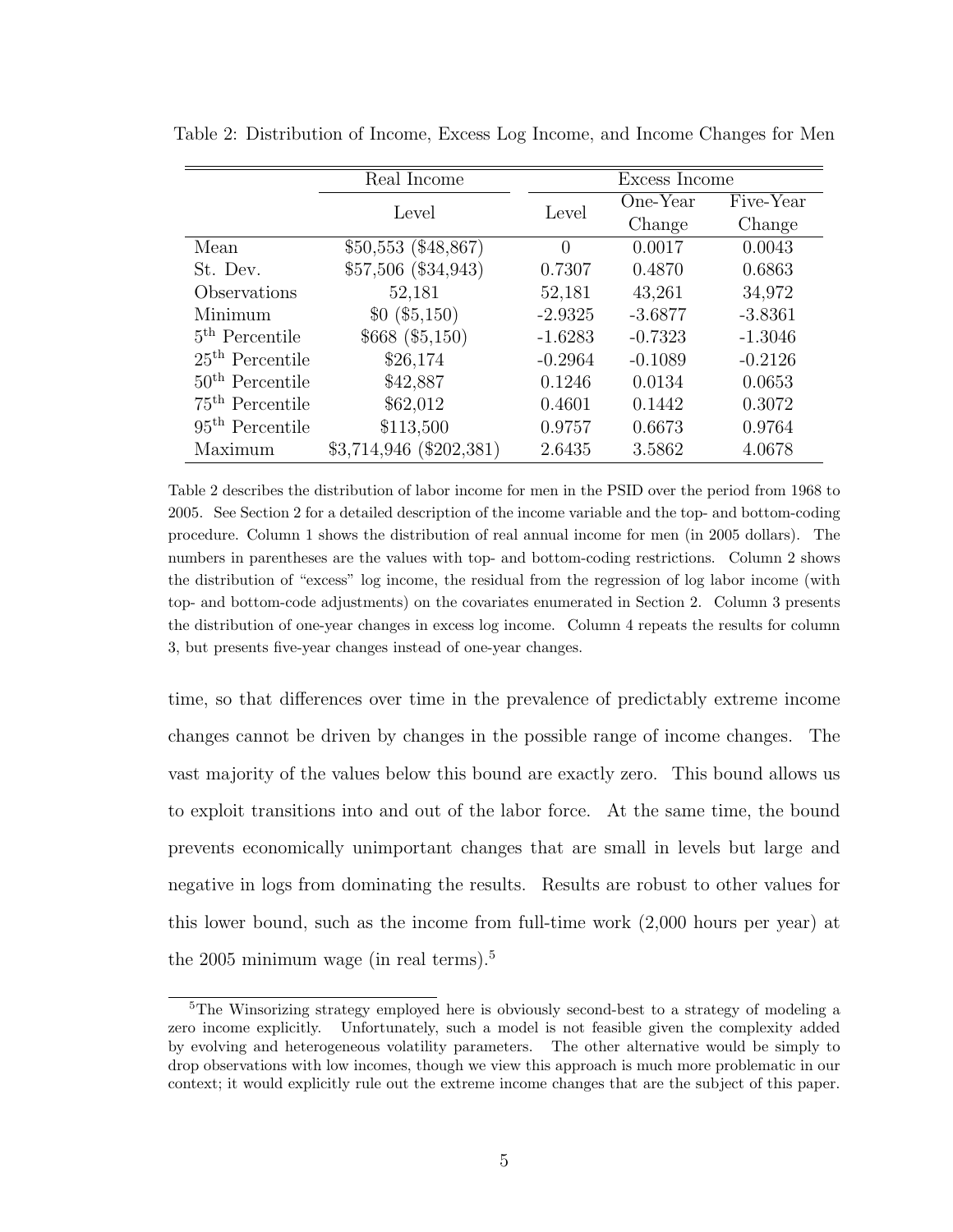Table 2: Distribution of Income, Excess Log Income, and Income Changes for Men

| | Real Income | Excess Income | | |
|---|---|---|---|---|
| | Level | Level | One-Year Change | Five-Year Change |
| Mean | \$50,553 (\$48,867) | 0 | 0.0017 | 0.0043 |
| St. Dev. | \$57,506 (\$34,943) | 0.7307 | 0.4870 | 0.6863 |
| Observations | 52,181 | 52,181 | 43,261 | 34,972 |
| Minimum | \$0 (\$5,150) | -2.9325 | -3.6877 | -3.8361 |
| $5^{\text{th}}$ Percentile | \$668 (\$5,150) | -1.6283 | -0.7323 | -1.3046 |
| $25^{\text{th}}$ Percentile | \$26,174 | -0.2964 | -0.1089 | -0.2126 |
| $50^{\text{th}}$ Percentile | \$42,887 | 0.1246 | 0.0134 | 0.0653 |
| $75^{\text{th}}$ Percentile | \$62,012 | 0.4601 | 0.1442 | 0.3072 |
| $95^{\text{th}}$ Percentile | \$113,500 | 0.9757 | 0.6673 | 0.9764 |
| Maximum | \$3,714,946 (\$202,381) | 2.6435 | 3.5862 | 4.0678 |

Table 2 describes the distribution of labor income for men in the PSID over the period from 1968 to 2005. See Section 2 for a detailed description of the income variable and the top- and bottom-coding procedure. Column 1 shows the distribution of real annual income for men (in 2005 dollars). The numbers in parentheses are the values with top- and bottom-coding restrictions. Column 2 shows the distribution of "excess" log income, the residual from the regression of log labor income (with top- and bottom-code adjustments) on the covariates enumerated in Section 2. Column 3 presents the distribution of one-year changes in excess log income. Column 4 repeats the results for column 3, but presents five-year changes instead of one-year changes.

time, so that differences over time in the prevalence of predictably extreme income changes cannot be driven by changes in the possible range of income changes. The vast majority of the values below this bound are exactly zero. This bound allows us to exploit transitions into and out of the labor force. At the same time, the bound prevents economically unimportant changes that are small in levels but large and negative in logs from dominating the results. Results are robust to other values for this lower bound, such as the income from full-time work (2,000 hours per year) at the 2005 minimum wage (in real terms).[5]

[5]The Winsorizing strategy employed here is obviously second-best to a strategy of modeling a zero income explicitly. Unfortunately, such a model is not feasible given the complexity added by evolving and heterogeneous volatility parameters. The other alternative would be simply to drop observations with low incomes, though we view this approach is much more problematic in our context; it would explicitly rule out the extreme income changes that are the subject of this paper.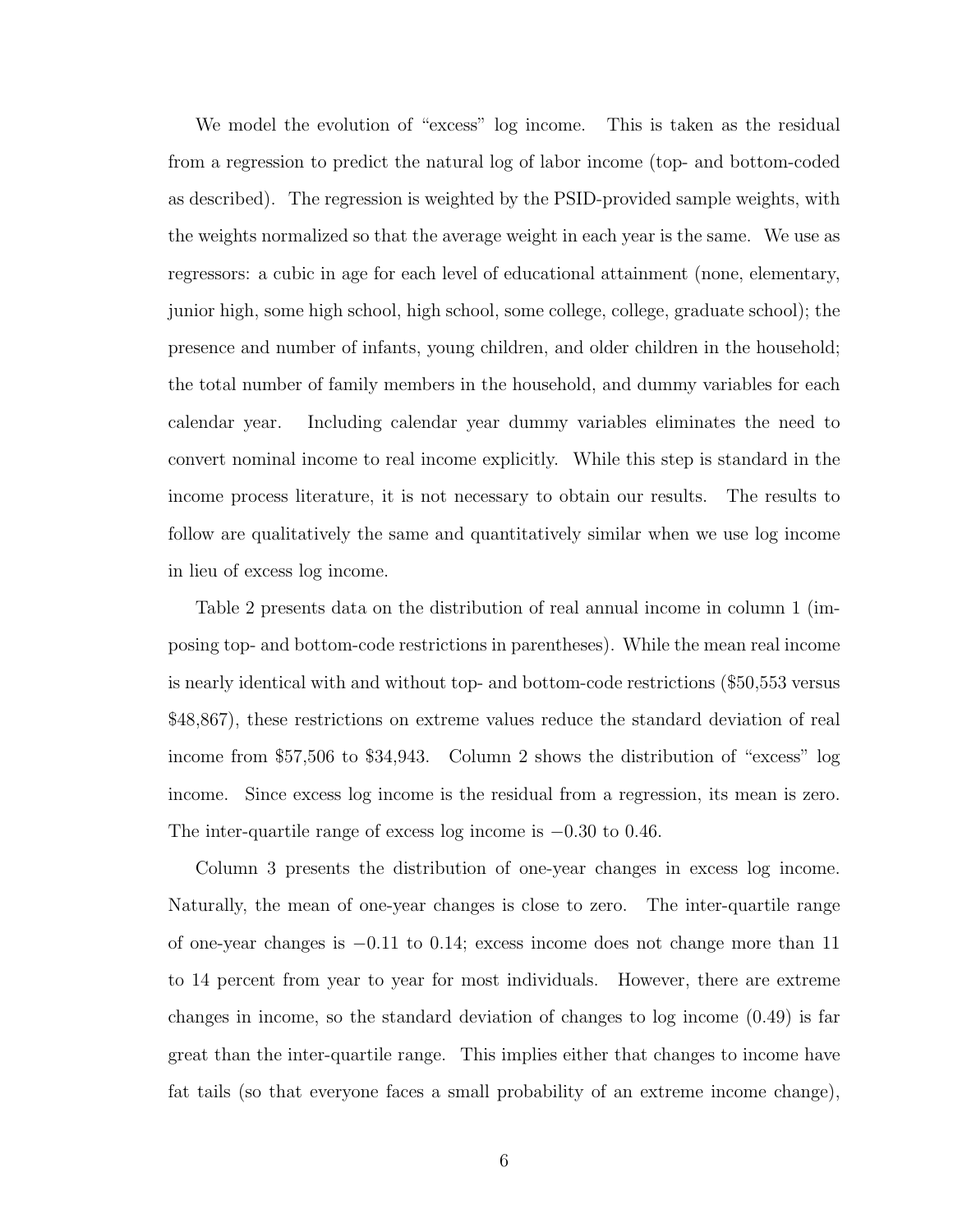We model the evolution of "excess" log income. This is taken as the residual from a regression to predict the natural log of labor income (top- and bottom-coded as described). The regression is weighted by the PSID-provided sample weights, with the weights normalized so that the average weight in each year is the same. We use as regressors: a cubic in age for each level of educational attainment (none, elementary, junior high, some high school, high school, some college, college, graduate school); the presence and number of infants, young children, and older children in the household; the total number of family members in the household, and dummy variables for each calendar year. Including calendar year dummy variables eliminates the need to convert nominal income to real income explicitly. While this step is standard in the income process literature, it is not necessary to obtain our results. The results to follow are qualitatively the same and quantitatively similar when we use log income in lieu of excess log income.

Table 2 presents data on the distribution of real annual income in column 1 (imposing top- and bottom-code restrictions in parentheses). While the mean real income is nearly identical with and without top- and bottom-code restrictions (\$50,553 versus \$48,867), these restrictions on extreme values reduce the standard deviation of real income from \$57,506 to \$34,943. Column 2 shows the distribution of "excess" log income. Since excess log income is the residual from a regression, its mean is zero. The inter-quartile range of excess log income is $-0.30$ to $0.46$.

Column 3 presents the distribution of one-year changes in excess log income. Naturally, the mean of one-year changes is close to zero. The inter-quartile range of one-year changes is $-0.11$ to $0.14$; excess income does not change more than 11 to 14 percent from year to year for most individuals. However, there are extreme changes in income, so the standard deviation of changes to log income (0.49) is far great than the inter-quartile range. This implies either that changes to income have fat tails (so that everyone faces a small probability of an extreme income change),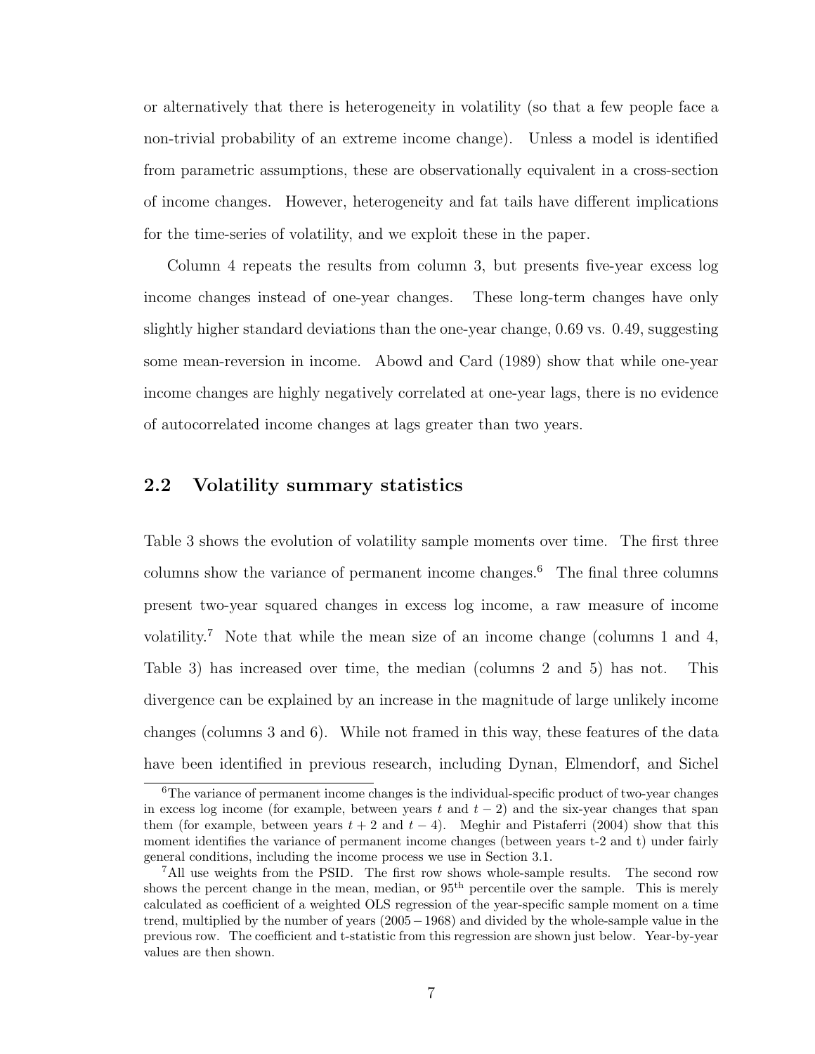or alternatively that there is heterogeneity in volatility (so that a few people face a non-trivial probability of an extreme income change). Unless a model is identified from parametric assumptions, these are observationally equivalent in a cross-section of income changes. However, heterogeneity and fat tails have different implications for the time-series of volatility, and we exploit these in the paper.

Column 4 repeats the results from column 3, but presents five-year excess log income changes instead of one-year changes. These long-term changes have only slightly higher standard deviations than the one-year change, 0.69 vs. 0.49, suggesting some mean-reversion in income. Abowd and Card (1989) show that while one-year income changes are highly negatively correlated at one-year lags, there is no evidence of autocorrelated income changes at lags greater than two years.

## 2.2 Volatility summary statistics

Table 3 shows the evolution of volatility sample moments over time. The first three columns show the variance of permanent income changes.[6] The final three columns present two-year squared changes in excess log income, a raw measure of income volatility.[7] Note that while the mean size of an income change (columns 1 and 4, Table 3) has increased over time, the median (columns 2 and 5) has not. This divergence can be explained by an increase in the magnitude of large unlikely income changes (columns 3 and 6). While not framed in this way, these features of the data have been identified in previous research, including Dynan, Elmendorf, and Sichel

---

[6] The variance of permanent income changes is the individual-specific product of two-year changes in excess log income (for example, between years $t$ and $t-2$) and the six-year changes that span them (for example, between years $t+2$ and $t-4$). Meghir and Pistaferri (2004) show that this moment identifies the variance of permanent income changes (between years t-2 and t) under fairly general conditions, including the income process we use in Section 3.1.

[7] All use weights from the PSID. The first row shows whole-sample results. The second row shows the percent change in the mean, median, or 95$^{\text{th}}$ percentile over the sample. This is merely calculated as coefficient of a weighted OLS regression of the year-specific sample moment on a time trend, multiplied by the number of years $(2005-1968)$ and divided by the whole-sample value in the previous row. The coefficient and t-statistic from this regression are shown just below. Year-by-year values are then shown.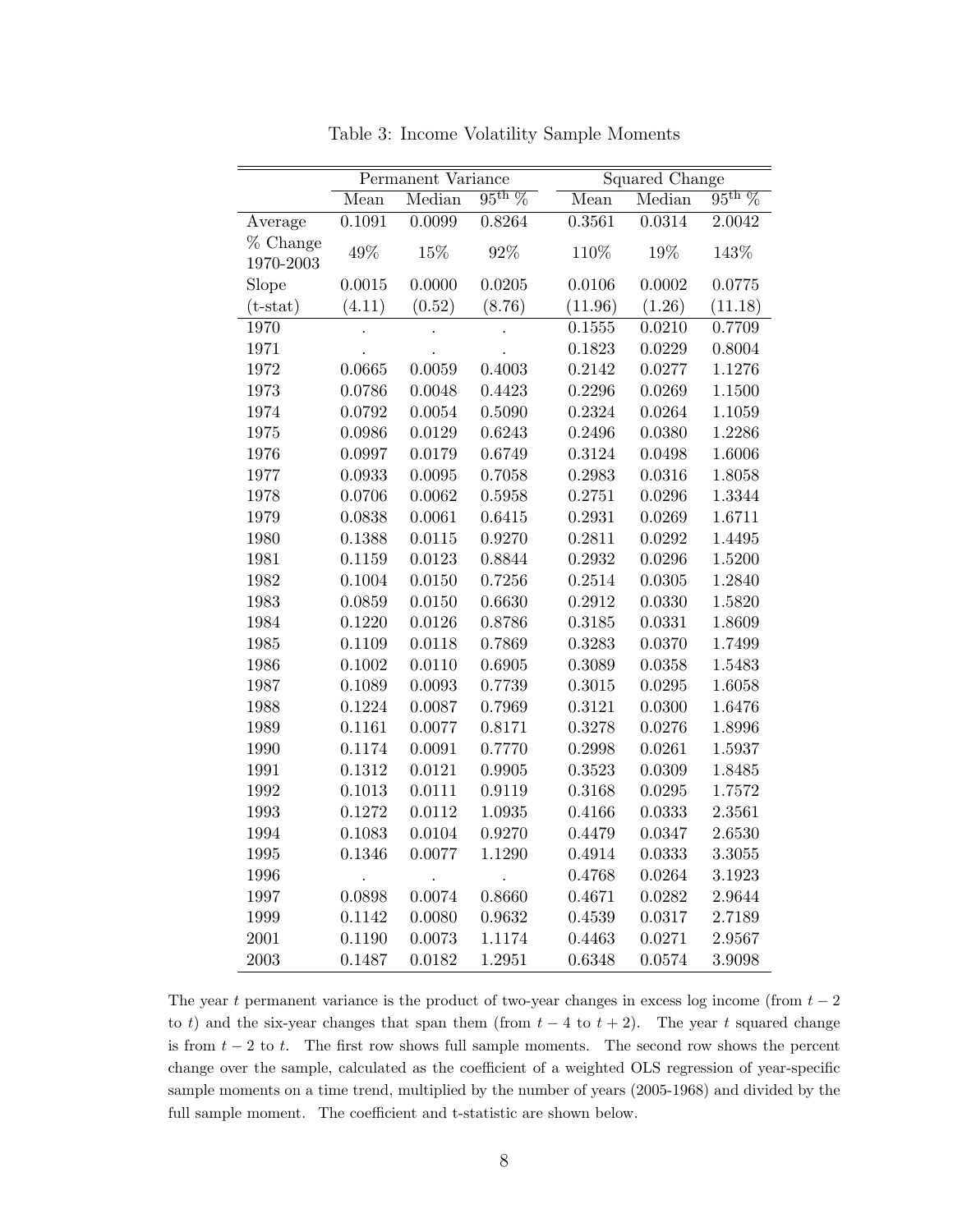Table 3: Income Volatility Sample Moments

| | Permanent Variance | | | Squared Change | | |
|---|---|---|---|---|---|---|
| | Mean | Median | $95^{\text{th}}$ % | Mean | Median | $95^{\text{th}}$ % |
| Average | 0.1091 | 0.0099 | 0.8264 | 0.3561 | 0.0314 | 2.0042 |
| % Change 1970-2003 | 49% | 15% | 92% | 110% | 19% | 143% |
| Slope | 0.0015 | 0.0000 | 0.0205 | 0.0106 | 0.0002 | 0.0775 |
| (t-stat) | (4.11) | (0.52) | (8.76) | (11.96) | (1.26) | (11.18) |
| 1970 | . | . | . | 0.1555 | 0.0210 | 0.7709 |
| 1971 | . | . | . | 0.1823 | 0.0229 | 0.8004 |
| 1972 | 0.0665 | 0.0059 | 0.4003 | 0.2142 | 0.0277 | 1.1276 |
| 1973 | 0.0786 | 0.0048 | 0.4423 | 0.2296 | 0.0269 | 1.1500 |
| 1974 | 0.0792 | 0.0054 | 0.5090 | 0.2324 | 0.0264 | 1.1059 |
| 1975 | 0.0986 | 0.0129 | 0.6243 | 0.2496 | 0.0380 | 1.2286 |
| 1976 | 0.0997 | 0.0179 | 0.6749 | 0.3124 | 0.0498 | 1.6006 |
| 1977 | 0.0933 | 0.0095 | 0.7058 | 0.2983 | 0.0316 | 1.8058 |
| 1978 | 0.0706 | 0.0062 | 0.5958 | 0.2751 | 0.0296 | 1.3344 |
| 1979 | 0.0838 | 0.0061 | 0.6415 | 0.2931 | 0.0269 | 1.6711 |
| 1980 | 0.1388 | 0.0115 | 0.9270 | 0.2811 | 0.0292 | 1.4495 |
| 1981 | 0.1159 | 0.0123 | 0.8844 | 0.2932 | 0.0296 | 1.5200 |
| 1982 | 0.1004 | 0.0150 | 0.7256 | 0.2514 | 0.0305 | 1.2840 |
| 1983 | 0.0859 | 0.0150 | 0.6630 | 0.2912 | 0.0330 | 1.5820 |
| 1984 | 0.1220 | 0.0126 | 0.8786 | 0.3185 | 0.0331 | 1.8609 |
| 1985 | 0.1109 | 0.0118 | 0.7869 | 0.3283 | 0.0370 | 1.7499 |
| 1986 | 0.1002 | 0.0110 | 0.6905 | 0.3089 | 0.0358 | 1.5483 |
| 1987 | 0.1089 | 0.0093 | 0.7739 | 0.3015 | 0.0295 | 1.6058 |
| 1988 | 0.1224 | 0.0087 | 0.7969 | 0.3121 | 0.0300 | 1.6476 |
| 1989 | 0.1161 | 0.0077 | 0.8171 | 0.3278 | 0.0276 | 1.8996 |
| 1990 | 0.1174 | 0.0091 | 0.7770 | 0.2998 | 0.0261 | 1.5937 |
| 1991 | 0.1312 | 0.0121 | 0.9905 | 0.3523 | 0.0309 | 1.8485 |
| 1992 | 0.1013 | 0.0111 | 0.9119 | 0.3168 | 0.0295 | 1.7572 |
| 1993 | 0.1272 | 0.0112 | 1.0935 | 0.4166 | 0.0333 | 2.3561 |
| 1994 | 0.1083 | 0.0104 | 0.9270 | 0.4479 | 0.0347 | 2.6530 |
| 1995 | 0.1346 | 0.0077 | 1.1290 | 0.4914 | 0.0333 | 3.3055 |
| 1996 | . | . | . | 0.4768 | 0.0264 | 3.1923 |
| 1997 | 0.0898 | 0.0074 | 0.8660 | 0.4671 | 0.0282 | 2.9644 |
| 1999 | 0.1142 | 0.0080 | 0.9632 | 0.4539 | 0.0317 | 2.7189 |
| 2001 | 0.1190 | 0.0073 | 1.1174 | 0.4463 | 0.0271 | 2.9567 |
| 2003 | 0.1487 | 0.0182 | 1.2951 | 0.6348 | 0.0574 | 3.9098 |

The year $t$ permanent variance is the product of two-year changes in excess log income (from $t-2$ to $t$) and the six-year changes that span them (from $t-4$ to $t+2$). The year $t$ squared change is from $t-2$ to $t$. The first row shows full sample moments. The second row shows the percent change over the sample, calculated as the coefficient of a weighted OLS regression of year-specific sample moments on a time trend, multiplied by the number of years (2005-1968) and divided by the full sample moment. The coefficient and t-statistic are shown below.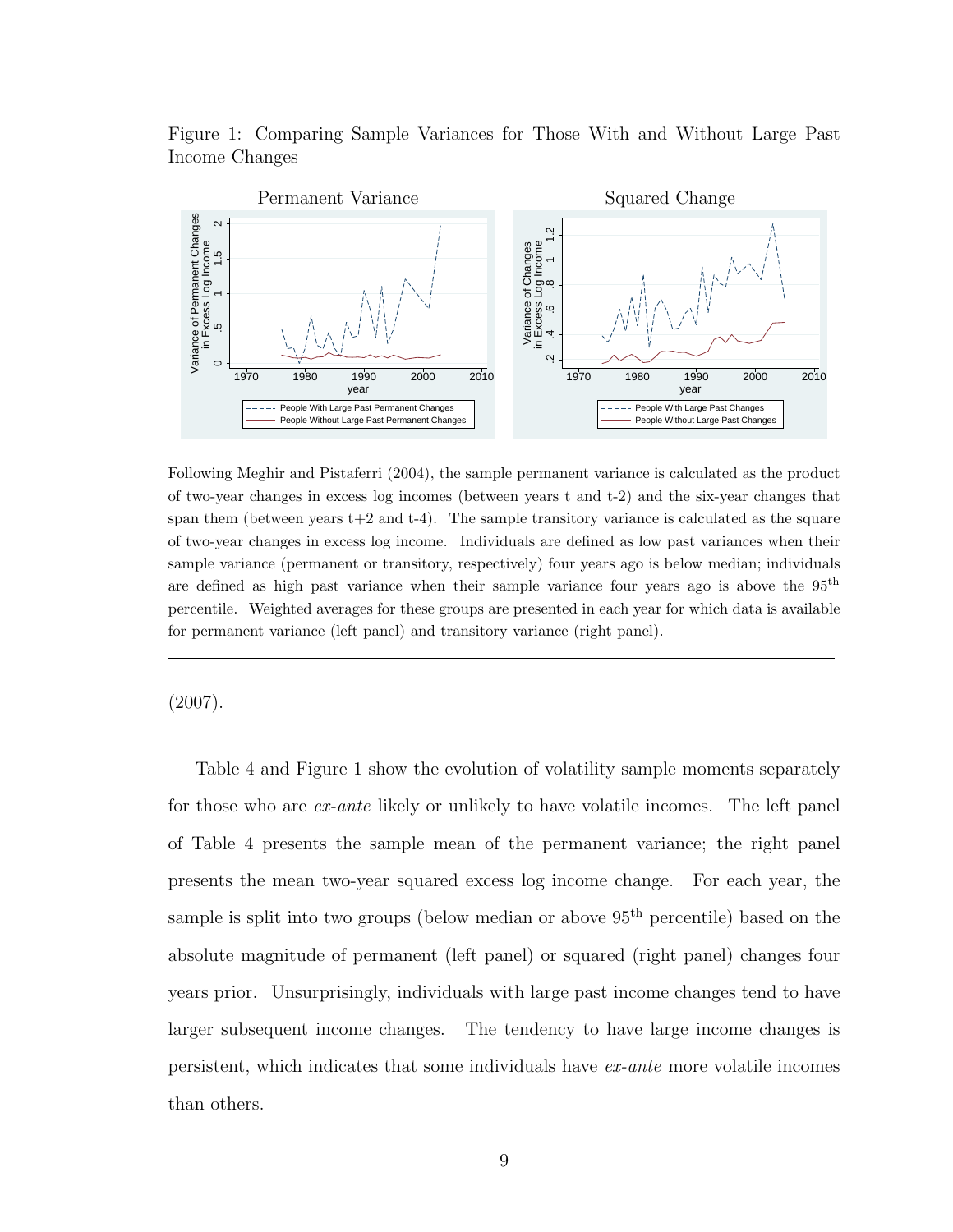Figure 1: Comparing Sample Variances for Those With and Without Large Past Income Changes

Following Meghir and Pistaferri (2004), the sample permanent variance is calculated as the product of two-year changes in excess log incomes (between years t and t-2) and the six-year changes that span them (between years t+2 and t-4). The sample transitory variance is calculated as the square of two-year changes in excess log income. Individuals are defined as low past variances when their sample variance (permanent or transitory, respectively) four years ago is below median; individuals are defined as high past variance when their sample variance four years ago is above the 95$^{\text{th}}$ percentile. Weighted averages for these groups are presented in each year for which data is available for permanent variance (left panel) and transitory variance (right panel).

---

(2007).

Table 4 and Figure 1 show the evolution of volatility sample moments separately for those who are *ex-ante* likely or unlikely to have volatile incomes. The left panel of Table 4 presents the sample mean of the permanent variance; the right panel presents the mean two-year squared excess log income change. For each year, the sample is split into two groups (below median or above 95$^{\text{th}}$ percentile) based on the absolute magnitude of permanent (left panel) or squared (right panel) changes four years prior. Unsurprisingly, individuals with large past income changes tend to have larger subsequent income changes. The tendency to have large income changes is persistent, which indicates that some individuals have *ex-ante* more volatile incomes than others.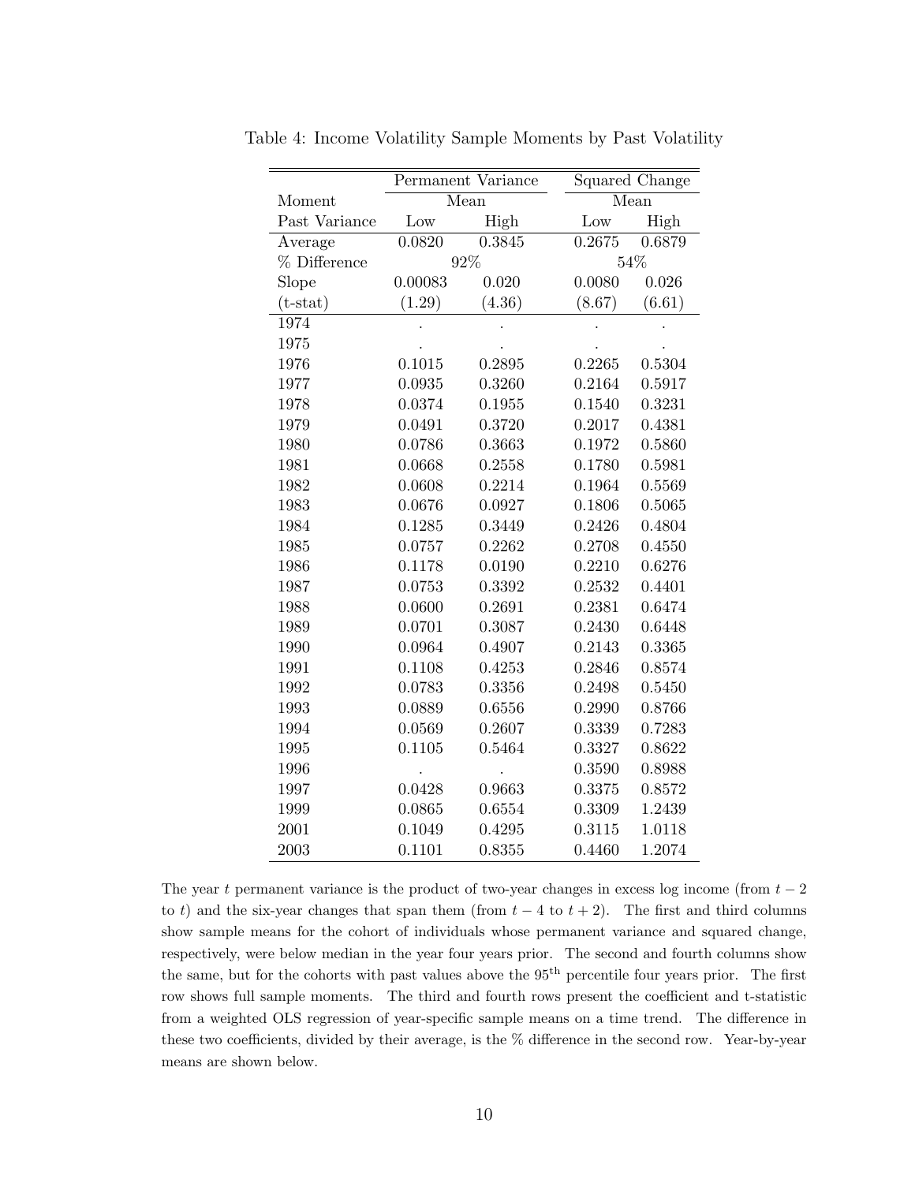Table 4: Income Volatility Sample Moments by Past Volatility

| | Permanent Variance | | Squared Change | |
|---|---|---|---|---|
| Moment | Mean | | Mean | |
| Past Variance | Low | High | Low | High |
| Average | 0.0820 | 0.3845 | 0.2675 | 0.6879 |
| % Difference | 92% | | 54% | |
| Slope | 0.00083 | 0.020 | 0.0080 | 0.026 |
| (t-stat) | (1.29) | (4.36) | (8.67) | (6.61) |
| 1974 | . | . | . | . |
| 1975 | . | . | . | . |
| 1976 | 0.1015 | 0.2895 | 0.2265 | 0.5304 |
| 1977 | 0.0935 | 0.3260 | 0.2164 | 0.5917 |
| 1978 | 0.0374 | 0.1955 | 0.1540 | 0.3231 |
| 1979 | 0.0491 | 0.3720 | 0.2017 | 0.4381 |
| 1980 | 0.0786 | 0.3663 | 0.1972 | 0.5860 |
| 1981 | 0.0668 | 0.2558 | 0.1780 | 0.5981 |
| 1982 | 0.0608 | 0.2214 | 0.1964 | 0.5569 |
| 1983 | 0.0676 | 0.0927 | 0.1806 | 0.5065 |
| 1984 | 0.1285 | 0.3449 | 0.2426 | 0.4804 |
| 1985 | 0.0757 | 0.2262 | 0.2708 | 0.4550 |
| 1986 | 0.1178 | 0.0190 | 0.2210 | 0.6276 |
| 1987 | 0.0753 | 0.3392 | 0.2532 | 0.4401 |
| 1988 | 0.0600 | 0.2691 | 0.2381 | 0.6474 |
| 1989 | 0.0701 | 0.3087 | 0.2430 | 0.6448 |
| 1990 | 0.0964 | 0.4907 | 0.2143 | 0.3365 |
| 1991 | 0.1108 | 0.4253 | 0.2846 | 0.8574 |
| 1992 | 0.0783 | 0.3356 | 0.2498 | 0.5450 |
| 1993 | 0.0889 | 0.6556 | 0.2990 | 0.8766 |
| 1994 | 0.0569 | 0.2607 | 0.3339 | 0.7283 |
| 1995 | 0.1105 | 0.5464 | 0.3327 | 0.8622 |
| 1996 | . | . | 0.3590 | 0.8988 |
| 1997 | 0.0428 | 0.9663 | 0.3375 | 0.8572 |
| 1999 | 0.0865 | 0.6554 | 0.3309 | 1.2439 |
| 2001 | 0.1049 | 0.4295 | 0.3115 | 1.0118 |
| 2003 | 0.1101 | 0.8355 | 0.4460 | 1.2074 |

The year $t$ permanent variance is the product of two-year changes in excess log income (from $t-2$ to $t$) and the six-year changes that span them (from $t-4$ to $t+2$). The first and third columns show sample means for the cohort of individuals whose permanent variance and squared change, respectively, were below median in the year four years prior. The second and fourth columns show the same, but for the cohorts with past values above the $95^{\text{th}}$ percentile four years prior. The first row shows full sample moments. The third and fourth rows present the coefficient and t-statistic from a weighted OLS regression of year-specific sample means on a time trend. The difference in these two coefficients, divided by their average, is the % difference in the second row. Year-by-year means are shown below.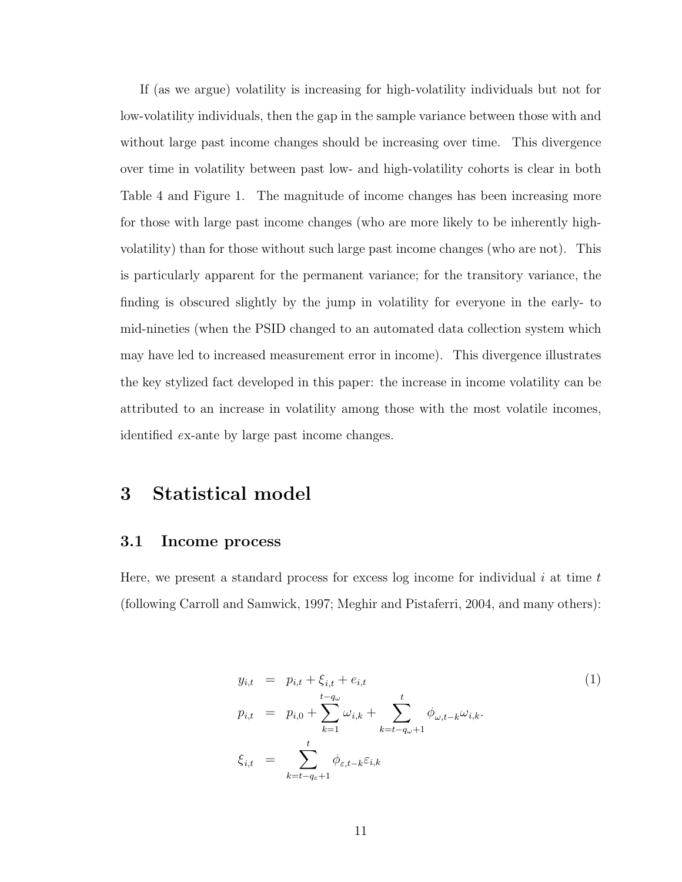If (as we argue) volatility is increasing for high-volatility individuals but not for low-volatility individuals, then the gap in the sample variance between those with and without large past income changes should be increasing over time. This divergence over time in volatility between past low- and high-volatility cohorts is clear in both Table 4 and Figure 1. The magnitude of income changes has been increasing more for those with large past income changes (who are more likely to be inherently high-volatility) than for those without such large past income changes (who are not). This is particularly apparent for the permanent variance; for the transitory variance, the finding is obscured slightly by the jump in volatility for everyone in the early- to mid-nineties (when the PSID changed to an automated data collection system which may have led to increased measurement error in income). This divergence illustrates the key stylized fact developed in this paper: the increase in income volatility can be attributed to an increase in volatility among those with the most volatile incomes, identified *e*x-ante by large past income changes.

# 3 Statistical model

## 3.1 Income process

Here, we present a standard process for excess log income for individual $i$ at time $t$ (following Carroll and Samwick, 1997; Meghir and Pistaferri, 2004, and many others):

$$
\begin{aligned}
y_{i,t} &= p_{i,t} + \xi_{i,t} + e_{i,t} \qquad (1)\\
p_{i,t} &= p_{i,0} + \sum_{k=1}^{t-q_{\omega}} \omega_{i,k} + \sum_{k=t-q_{\omega}+1}^{t} \phi_{\omega,t-k}\omega_{i,k}. \\
\xi_{i,t} &= \sum_{k=t-q_{\varepsilon}+1}^{t} \phi_{\varepsilon,t-k}\varepsilon_{i,k}
\end{aligned}
$$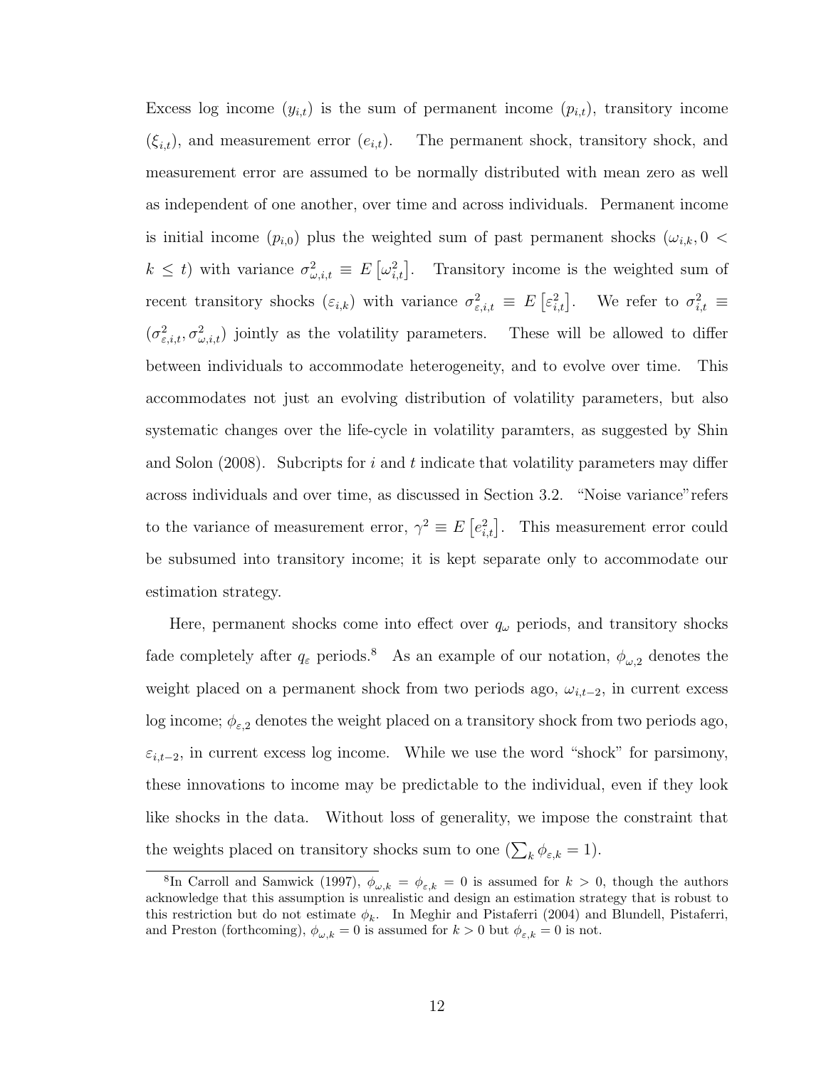Excess log income ($y_{i,t}$) is the sum of permanent income ($p_{i,t}$), transitory income ($\xi_{i,t}$), and measurement error ($e_{i,t}$). The permanent shock, transitory shock, and measurement error are assumed to be normally distributed with mean zero as well as independent of one another, over time and across individuals. Permanent income is initial income ($p_{i,0}$) plus the weighted sum of past permanent shocks ($\omega_{i,k}, 0 < k \leq t$) with variance $\sigma^2_{\omega,i,t} \equiv E\left[\omega^2_{i,t}\right]$. Transitory income is the weighted sum of recent transitory shocks ($\varepsilon_{i,k}$) with variance $\sigma^2_{\varepsilon,i,t} \equiv E\left[\varepsilon^2_{i,t}\right]$. We refer to $\sigma^2_{i,t} \equiv (\sigma^2_{\varepsilon,i,t}, \sigma^2_{\omega,i,t})$ jointly as the volatility parameters. These will be allowed to differ between individuals to accommodate heterogeneity, and to evolve over time. This accommodates not just an evolving distribution of volatility parameters, but also systematic changes over the life-cycle in volatility paramters, as suggested by Shin and Solon (2008). Subcripts for $i$ and $t$ indicate that volatility parameters may differ across individuals and over time, as discussed in Section 3.2. "Noise variance" refers to the variance of measurement error, $\gamma^2 \equiv E\left[e^2_{i,t}\right]$. This measurement error could be subsumed into transitory income; it is kept separate only to accommodate our estimation strategy.

Here, permanent shocks come into effect over $q_\omega$ periods, and transitory shocks fade completely after $q_\varepsilon$ periods.[8] As an example of our notation, $\phi_{\omega,2}$ denotes the weight placed on a permanent shock from two periods ago, $\omega_{i,t-2}$, in current excess log income; $\phi_{\varepsilon,2}$ denotes the weight placed on a transitory shock from two periods ago, $\varepsilon_{i,t-2}$, in current excess log income. While we use the word "shock" for parsimony, these innovations to income may be predictable to the individual, even if they look like shocks in the data. Without loss of generality, we impose the constraint that the weights placed on transitory shocks sum to one ($\sum_k \phi_{\varepsilon,k} = 1$).

[8] In Carroll and Samwick (1997), $\phi_{\omega,k} = \phi_{\varepsilon,k} = 0$ is assumed for $k > 0$, though the authors acknowledge that this assumption is unrealistic and design an estimation strategy that is robust to this restriction but do not estimate $\phi_k$. In Meghir and Pistaferri (2004) and Blundell, Pistaferri, and Preston (forthcoming), $\phi_{\omega,k} = 0$ is assumed for $k > 0$ but $\phi_{\varepsilon,k} = 0$ is not.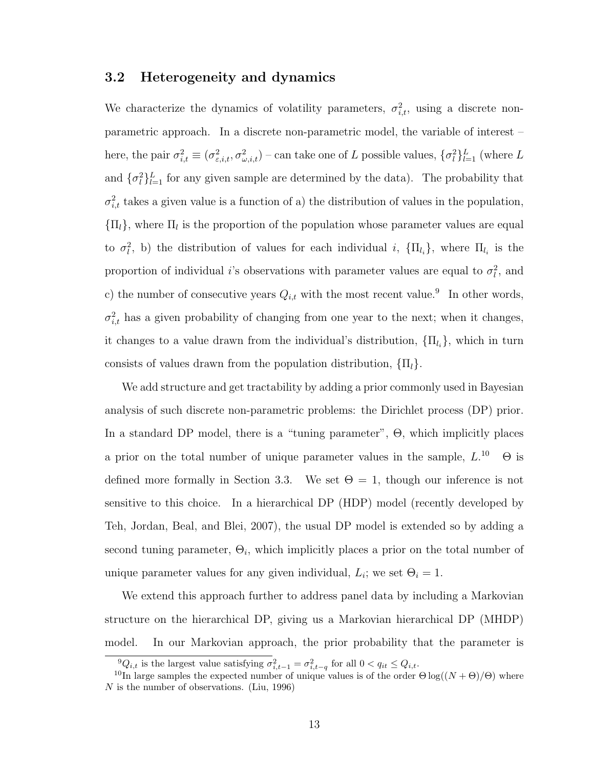### 3.2 Heterogeneity and dynamics

We characterize the dynamics of volatility parameters, $\sigma^2_{i,t}$, using a discrete non-parametric approach. In a discrete non-parametric model, the variable of interest – here, the pair $\sigma^2_{i,t} \equiv (\sigma^2_{\varepsilon,i,t}, \sigma^2_{\omega,i,t})$ – can take one of $L$ possible values, $\{\sigma^2_l\}_{l=1}^L$ (where $L$ and $\{\sigma^2_l\}_{l=1}^L$ for any given sample are determined by the data). The probability that $\sigma^2_{i,t}$ takes a given value is a function of a) the distribution of values in the population, $\{\Pi_l\}$, where $\Pi_l$ is the proportion of the population whose parameter values are equal to $\sigma^2_l$, b) the distribution of values for each individual $i$, $\{\Pi_{l_i}\}$, where $\Pi_{l_i}$ is the proportion of individual $i$'s observations with parameter values are equal to $\sigma^2_l$, and c) the number of consecutive years $Q_{i,t}$ with the most recent value.[9] In other words, $\sigma^2_{i,t}$ has a given probability of changing from one year to the next; when it changes, it changes to a value drawn from the individual's distribution, $\{\Pi_{l_i}\}$, which in turn consists of values drawn from the population distribution, $\{\Pi_l\}$.

We add structure and get tractability by adding a prior commonly used in Bayesian analysis of such discrete non-parametric problems: the Dirichlet process (DP) prior. In a standard DP model, there is a "tuning parameter", $\Theta$, which implicitly places a prior on the total number of unique parameter values in the sample, $L$.[10] $\Theta$ is defined more formally in Section 3.3. We set $\Theta = 1$, though our inference is not sensitive to this choice. In a hierarchical DP (HDP) model (recently developed by Teh, Jordan, Beal, and Blei, 2007), the usual DP model is extended so by adding a second tuning parameter, $\Theta_i$, which implicitly places a prior on the total number of unique parameter values for any given individual, $L_i$; we set $\Theta_i = 1$.

We extend this approach further to address panel data by including a Markovian structure on the hierarchical DP, giving us a Markovian hierarchical DP (MHDP) model. In our Markovian approach, the prior probability that the parameter is

[9] $Q_{i,t}$ is the largest value satisfying $\sigma^2_{i,t-1} = \sigma^2_{i,t-q}$ for all $0 < q_{it} \leq Q_{i,t}$.

[10] In large samples the expected number of unique values is of the order $\Theta \log((N + \Theta)/\Theta)$ where $N$ is the number of observations. (Liu, 1996)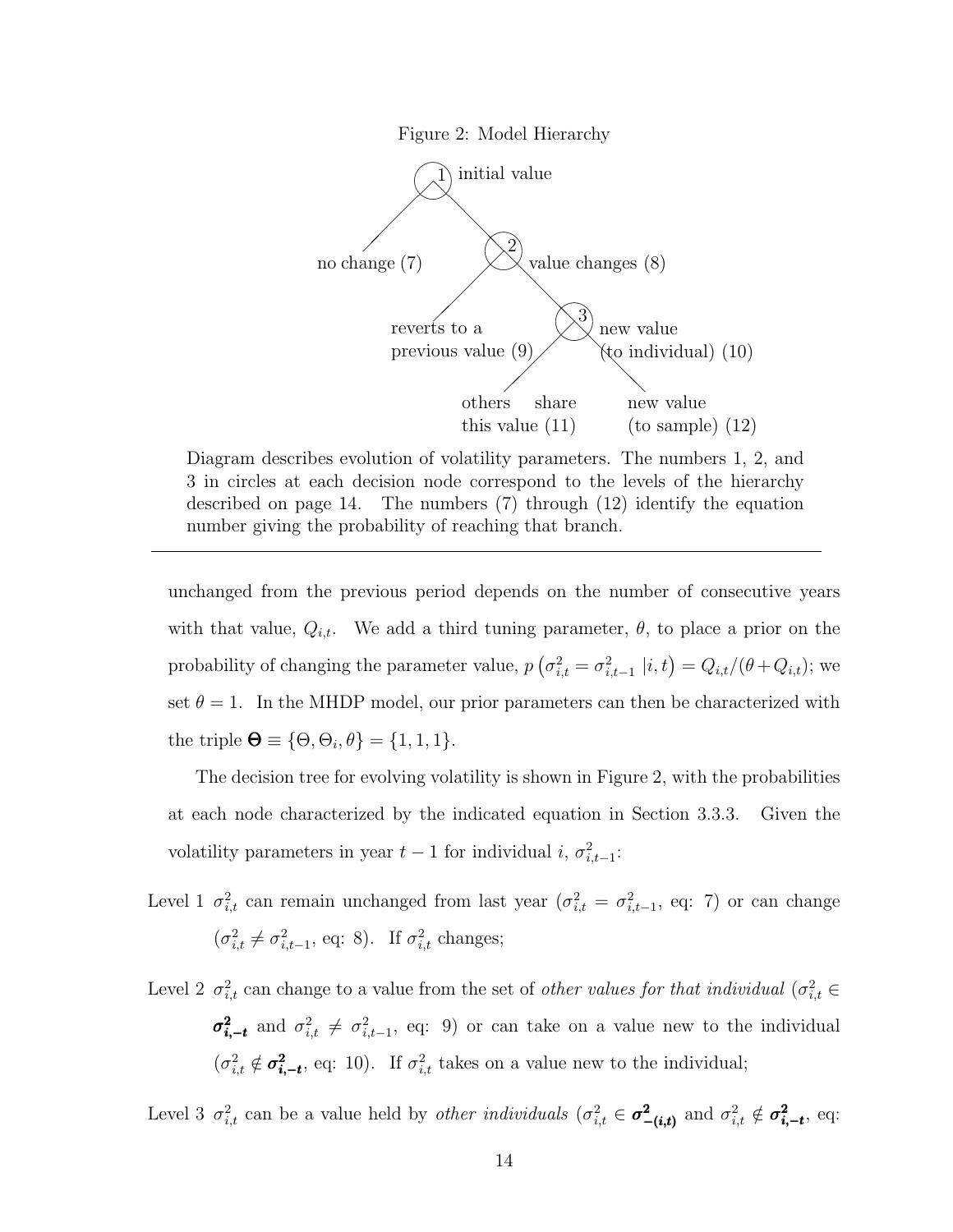Figure 2: Model Hierarchy

Diagram describes evolution of volatility parameters. The numbers 1, 2, and 3 in circles at each decision node correspond to the levels of the hierarchy described on page 14. The numbers (7) through (12) identify the equation number giving the probability of reaching that branch.

---

unchanged from the previous period depends on the number of consecutive years with that value, $Q_{i,t}$. We add a third tuning parameter, $\theta$, to place a prior on the probability of changing the parameter value, $p\left(\sigma^2_{i,t} = \sigma^2_{i,t-1} \mid i, t\right) = Q_{i,t}/(\theta + Q_{i,t})$; we set $\theta = 1$. In the MHDP model, our prior parameters can then be characterized with the triple $\boldsymbol{\Theta} \equiv \{\Theta, \Theta_i, \theta\} = \{1, 1, 1\}$.

The decision tree for evolving volatility is shown in Figure 2, with the probabilities at each node characterized by the indicated equation in Section 3.3.3. Given the volatility parameters in year $t-1$ for individual $i$, $\sigma^2_{i,t-1}$:

Level 1 $\sigma^2_{i,t}$ can remain unchanged from last year ($\sigma^2_{i,t} = \sigma^2_{i,t-1}$, eq: 7) or can change ($\sigma^2_{i,t} \neq \sigma^2_{i,t-1}$, eq: 8). If $\sigma^2_{i,t}$ changes;

Level 2 $\sigma^2_{i,t}$ can change to a value from the set of *other values for that individual* ($\sigma^2_{i,t} \in \boldsymbol{\sigma^2_{i,-t}}$ and $\sigma^2_{i,t} \neq \sigma^2_{i,t-1}$, eq: 9) or can take on a value new to the individual ($\sigma^2_{i,t} \notin \boldsymbol{\sigma^2_{i,-t}}$, eq: 10). If $\sigma^2_{i,t}$ takes on a value new to the individual;

Level 3 $\sigma^2_{i,t}$ can be a value held by *other individuals* ($\sigma^2_{i,t} \in \boldsymbol{\sigma^2_{-(i,t)}}$ and $\sigma^2_{i,t} \notin \boldsymbol{\sigma^2_{i,-t}}$, eq: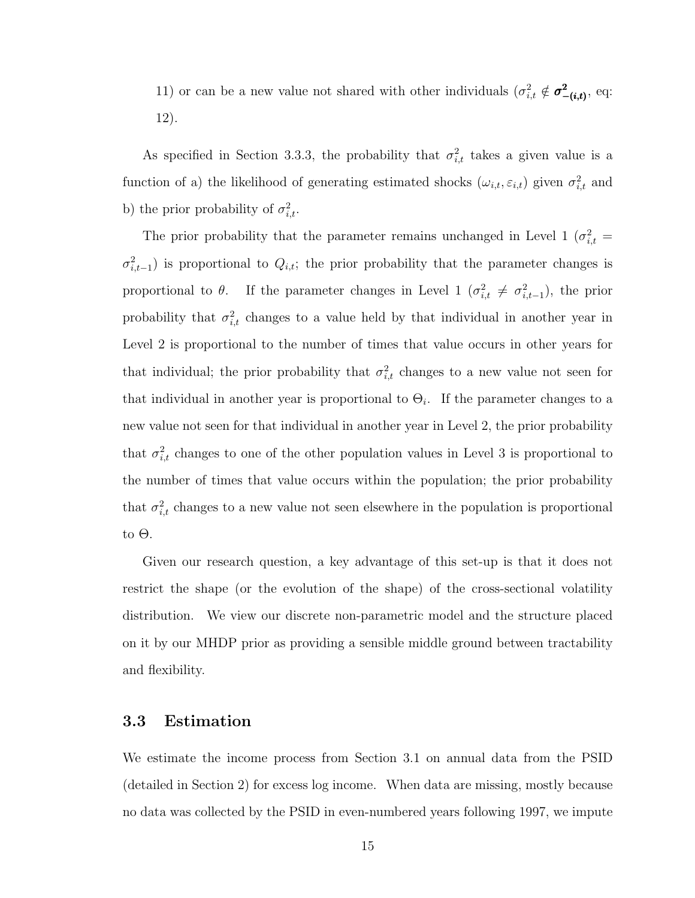11) or can be a new value not shared with other individuals ($\sigma^2_{i,t} \notin \boldsymbol{\sigma^2_{-(i,t)}}$, eq: 12).

As specified in Section 3.3.3, the probability that $\sigma^2_{i,t}$ takes a given value is a function of a) the likelihood of generating estimated shocks ($\omega_{i,t}, \varepsilon_{i,t}$) given $\sigma^2_{i,t}$ and b) the prior probability of $\sigma^2_{i,t}$.

The prior probability that the parameter remains unchanged in Level 1 ($\sigma^2_{i,t} = \sigma^2_{i,t-1}$) is proportional to $Q_{i,t}$; the prior probability that the parameter changes is proportional to $\theta$. If the parameter changes in Level 1 ($\sigma^2_{i,t} \neq \sigma^2_{i,t-1}$), the prior probability that $\sigma^2_{i,t}$ changes to a value held by that individual in another year in Level 2 is proportional to the number of times that value occurs in other years for that individual; the prior probability that $\sigma^2_{i,t}$ changes to a new value not seen for that individual in another year is proportional to $\Theta_i$. If the parameter changes to a new value not seen for that individual in another year in Level 2, the prior probability that $\sigma^2_{i,t}$ changes to one of the other population values in Level 3 is proportional to the number of times that value occurs within the population; the prior probability that $\sigma^2_{i,t}$ changes to a new value not seen elsewhere in the population is proportional to $\Theta$.

Given our research question, a key advantage of this set-up is that it does not restrict the shape (or the evolution of the shape) of the cross-sectional volatility distribution. We view our discrete non-parametric model and the structure placed on it by our MHDP prior as providing a sensible middle ground between tractability and flexibility.

## 3.3 Estimation

We estimate the income process from Section 3.1 on annual data from the PSID (detailed in Section 2) for excess log income. When data are missing, mostly because no data was collected by the PSID in even-numbered years following 1997, we impute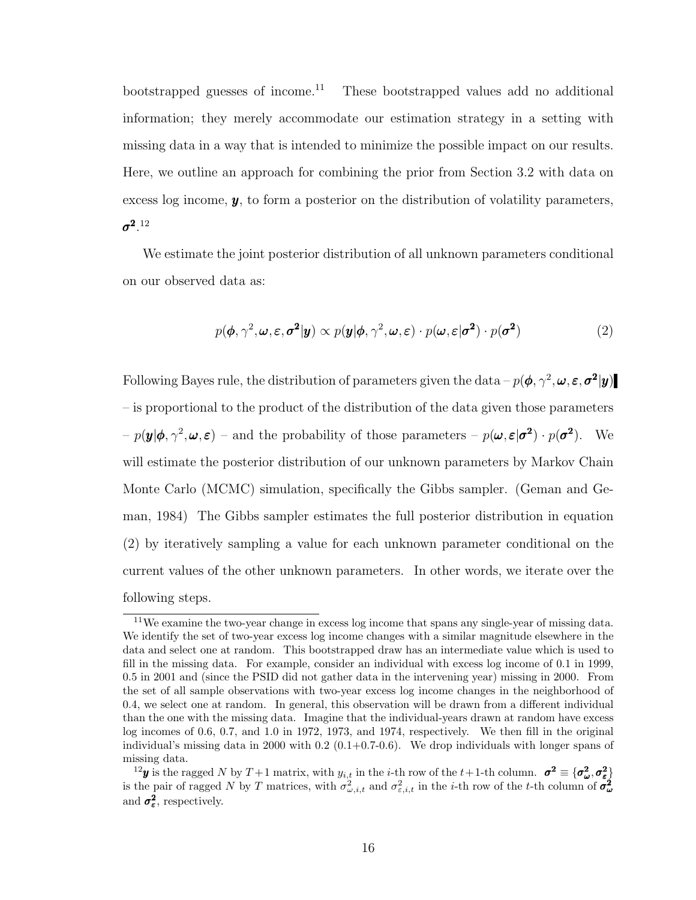bootstrapped guesses of income.[11] These bootstrapped values add no additional information; they merely accommodate our estimation strategy in a setting with missing data in a way that is intended to minimize the possible impact on our results. Here, we outline an approach for combining the prior from Section 3.2 with data on excess log income, $\boldsymbol{y}$, to form a posterior on the distribution of volatility parameters, $\boldsymbol{\sigma^2}$.[12]

We estimate the joint posterior distribution of all unknown parameters conditional on our observed data as:

$$p(\boldsymbol{\phi}, \gamma^2, \boldsymbol{\omega}, \varepsilon, \boldsymbol{\sigma^2} | \boldsymbol{y}) \propto p(\boldsymbol{y} | \boldsymbol{\phi}, \gamma^2, \boldsymbol{\omega}, \varepsilon) \cdot p(\boldsymbol{\omega}, \varepsilon | \boldsymbol{\sigma^2}) \cdot p(\boldsymbol{\sigma^2}) \tag{2}$$

Following Bayes rule, the distribution of parameters given the data – $p(\boldsymbol{\phi}, \gamma^2, \boldsymbol{\omega}, \boldsymbol{\varepsilon}, \boldsymbol{\sigma^2} | \boldsymbol{y})$ – is proportional to the product of the distribution of the data given those parameters – $p(\boldsymbol{y} | \boldsymbol{\phi}, \gamma^2, \boldsymbol{\omega}, \boldsymbol{\varepsilon})$ – and the probability of those parameters – $p(\boldsymbol{\omega}, \boldsymbol{\varepsilon} | \boldsymbol{\sigma^2}) \cdot p(\boldsymbol{\sigma^2})$. We will estimate the posterior distribution of our unknown parameters by Markov Chain Monte Carlo (MCMC) simulation, specifically the Gibbs sampler. (Geman and Geman, 1984) The Gibbs sampler estimates the full posterior distribution in equation (2) by iteratively sampling a value for each unknown parameter conditional on the current values of the other unknown parameters. In other words, we iterate over the following steps.

[11] We examine the two-year change in excess log income that spans any single-year of missing data. We identify the set of two-year excess log income changes with a similar magnitude elsewhere in the data and select one at random. This bootstrapped draw has an intermediate value which is used to fill in the missing data. For example, consider an individual with excess log income of 0.1 in 1999, 0.5 in 2001 and (since the PSID did not gather data in the intervening year) missing in 2000. From the set of all sample observations with two-year excess log income changes in the neighborhood of 0.4, we select one at random. In general, this observation will be drawn from a different individual than the one with the missing data. Imagine that the individual-years drawn at random have excess log incomes of 0.6, 0.7, and 1.0 in 1972, 1973, and 1974, respectively. We then fill in the original individual's missing data in 2000 with 0.2 (0.1+0.7-0.6). We drop individuals with longer spans of missing data.

[12] $\boldsymbol{y}$ is the ragged $N$ by $T+1$ matrix, with $y_{i,t}$ in the $i$-th row of the $t+1$-th column. $\boldsymbol{\sigma^2} \equiv \{\boldsymbol{\sigma^2_\omega}, \boldsymbol{\sigma^2_\varepsilon}\}$ is the pair of ragged $N$ by $T$ matrices, with $\sigma^2_{\omega,i,t}$ and $\sigma^2_{\varepsilon,i,t}$ in the $i$-th row of the $t$-th column of $\boldsymbol{\sigma^2_\omega}$ and $\boldsymbol{\sigma^2_\varepsilon}$, respectively.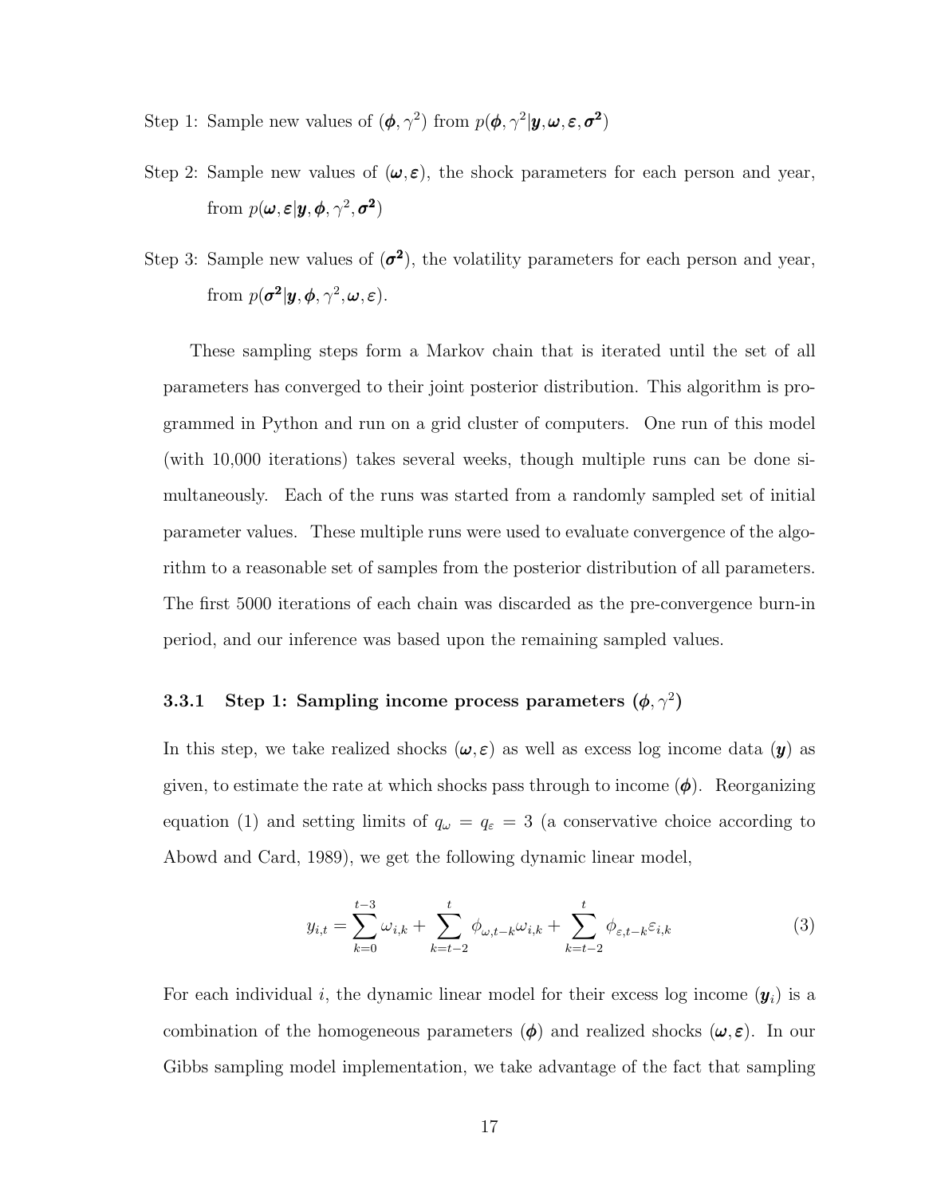Step 1: Sample new values of $(\boldsymbol{\phi}, \gamma^2)$ from $p(\boldsymbol{\phi}, \gamma^2 | \boldsymbol{y}, \boldsymbol{\omega}, \boldsymbol{\varepsilon}, \boldsymbol{\sigma^2})$

Step 2: Sample new values of $(\boldsymbol{\omega}, \boldsymbol{\varepsilon})$, the shock parameters for each person and year, from $p(\boldsymbol{\omega}, \boldsymbol{\varepsilon} | \boldsymbol{y}, \boldsymbol{\phi}, \gamma^2, \boldsymbol{\sigma^2})$

Step 3: Sample new values of $(\boldsymbol{\sigma^2})$, the volatility parameters for each person and year, from $p(\boldsymbol{\sigma^2} | \boldsymbol{y}, \boldsymbol{\phi}, \gamma^2, \boldsymbol{\omega}, \boldsymbol{\varepsilon})$.

These sampling steps form a Markov chain that is iterated until the set of all parameters has converged to their joint posterior distribution. This algorithm is programmed in Python and run on a grid cluster of computers. One run of this model (with 10,000 iterations) takes several weeks, though multiple runs can be done simultaneously. Each of the runs was started from a randomly sampled set of initial parameter values. These multiple runs were used to evaluate convergence of the algorithm to a reasonable set of samples from the posterior distribution of all parameters. The first 5000 iterations of each chain was discarded as the pre-convergence burn-in period, and our inference was based upon the remaining sampled values.

### 3.3.1 Step 1: Sampling income process parameters $(\boldsymbol{\phi}, \gamma^2)$

In this step, we take realized shocks $(\boldsymbol{\omega}, \boldsymbol{\varepsilon})$ as well as excess log income data $(\boldsymbol{y})$ as given, to estimate the rate at which shocks pass through to income $(\boldsymbol{\phi})$. Reorganizing equation (1) and setting limits of $q_\omega = q_\varepsilon = 3$ (a conservative choice according to Abowd and Card, 1989), we get the following dynamic linear model,

$$y_{i,t} = \sum_{k=0}^{t-3} \omega_{i,k} + \sum_{k=t-2}^{t} \phi_{\omega,t-k} \omega_{i,k} + \sum_{k=t-2}^{t} \phi_{\varepsilon,t-k} \varepsilon_{i,k} \tag{3}$$

For each individual $i$, the dynamic linear model for their excess log income $(\boldsymbol{y}_i)$ is a combination of the homogeneous parameters $(\boldsymbol{\phi})$ and realized shocks $(\boldsymbol{\omega}, \boldsymbol{\varepsilon})$. In our Gibbs sampling model implementation, we take advantage of the fact that sampling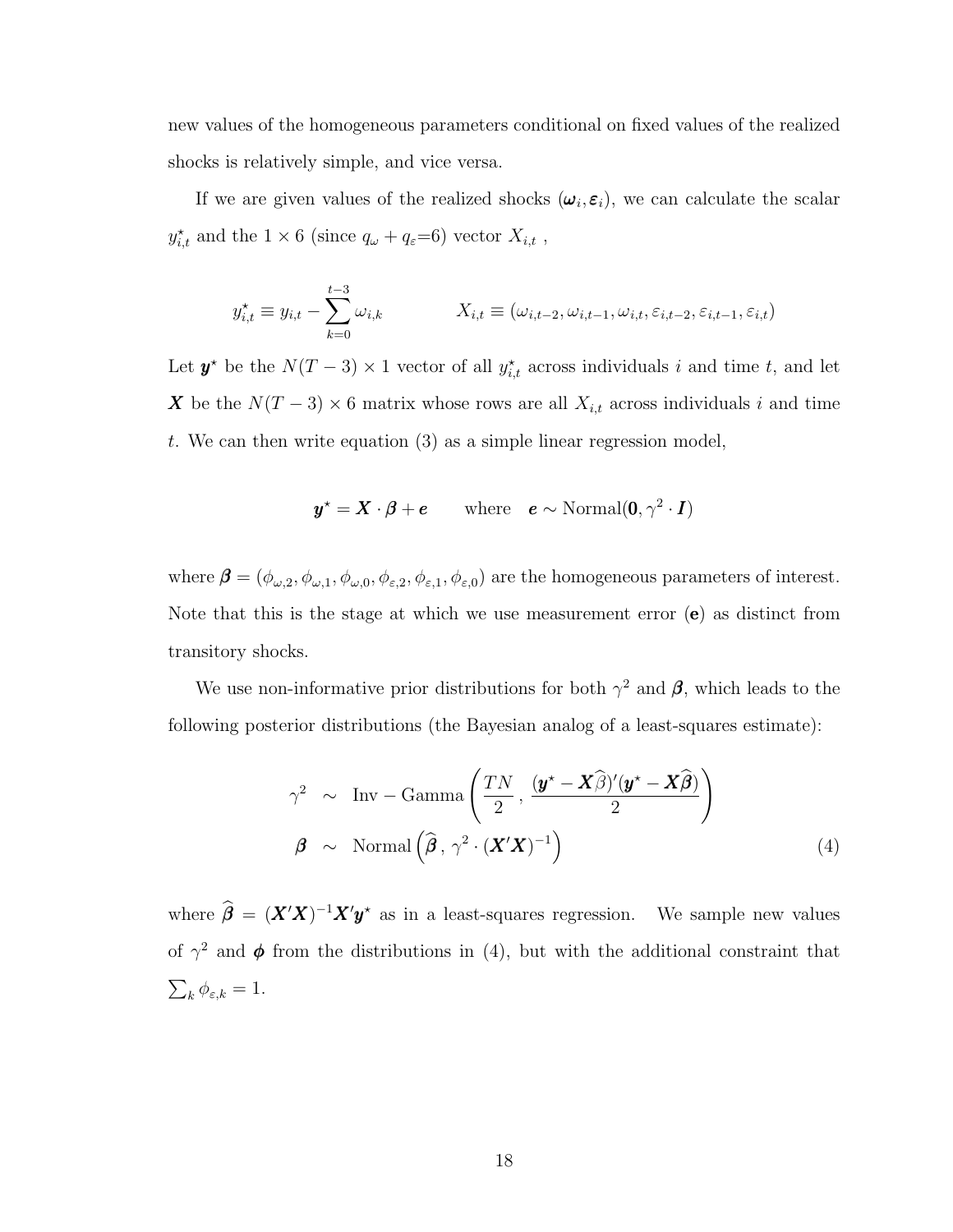new values of the homogeneous parameters conditional on fixed values of the realized shocks is relatively simple, and vice versa.

If we are given values of the realized shocks $(\boldsymbol{\omega}_i, \boldsymbol{\varepsilon}_i)$, we can calculate the scalar $y^\star_{i,t}$ and the $1 \times 6$ (since $q_\omega + q_\varepsilon$=6) vector $X_{i,t}$ ,

$$y^\star_{i,t} \equiv y_{i,t} - \sum_{k=0}^{t-3} \omega_{i,k} \qquad\qquad X_{i,t} \equiv (\omega_{i,t-2}, \omega_{i,t-1}, \omega_{i,t}, \varepsilon_{i,t-2}, \varepsilon_{i,t-1}, \varepsilon_{i,t})$$

Let $\boldsymbol{y}^\star$ be the $N(T-3) \times 1$ vector of all $y^\star_{i,t}$ across individuals $i$ and time $t$, and let $\boldsymbol{X}$ be the $N(T-3) \times 6$ matrix whose rows are all $X_{i,t}$ across individuals $i$ and time $t$. We can then write equation (3) as a simple linear regression model,

$$\boldsymbol{y}^\star = \boldsymbol{X} \cdot \boldsymbol{\beta} + \boldsymbol{e} \qquad \text{where} \quad \boldsymbol{e} \sim \text{Normal}(\boldsymbol{0}, \gamma^2 \cdot \boldsymbol{I})$$

where $\boldsymbol{\beta} = (\phi_{\omega,2}, \phi_{\omega,1}, \phi_{\omega,0}, \phi_{\varepsilon,2}, \phi_{\varepsilon,1}, \phi_{\varepsilon,0})$ are the homogeneous parameters of interest. Note that this is the stage at which we use measurement error ($\mathbf{e}$) as distinct from transitory shocks.

We use non-informative prior distributions for both $\gamma^2$ and $\boldsymbol{\beta}$, which leads to the following posterior distributions (the Bayesian analog of a least-squares estimate):

$$\begin{aligned}
\gamma^2 &\sim \text{Inv}-\text{Gamma}\left(\frac{TN}{2}\,,\, \frac{(\boldsymbol{y}^\star - \boldsymbol{X}\widehat{\beta})'(\boldsymbol{y}^\star - \boldsymbol{X}\widehat{\boldsymbol{\beta}})}{2}\right) \\
\boldsymbol{\beta} &\sim \text{Normal}\left(\widehat{\boldsymbol{\beta}}\,,\, \gamma^2 \cdot (\boldsymbol{X}'\boldsymbol{X})^{-1}\right)
\end{aligned} \tag{4}$$

where $\widehat{\boldsymbol{\beta}} = (\boldsymbol{X}'\boldsymbol{X})^{-1}\boldsymbol{X}'\boldsymbol{y}^\star$ as in a least-squares regression. We sample new values of $\gamma^2$ and $\boldsymbol{\phi}$ from the distributions in (4), but with the additional constraint that $\sum_k \phi_{\varepsilon,k} = 1$.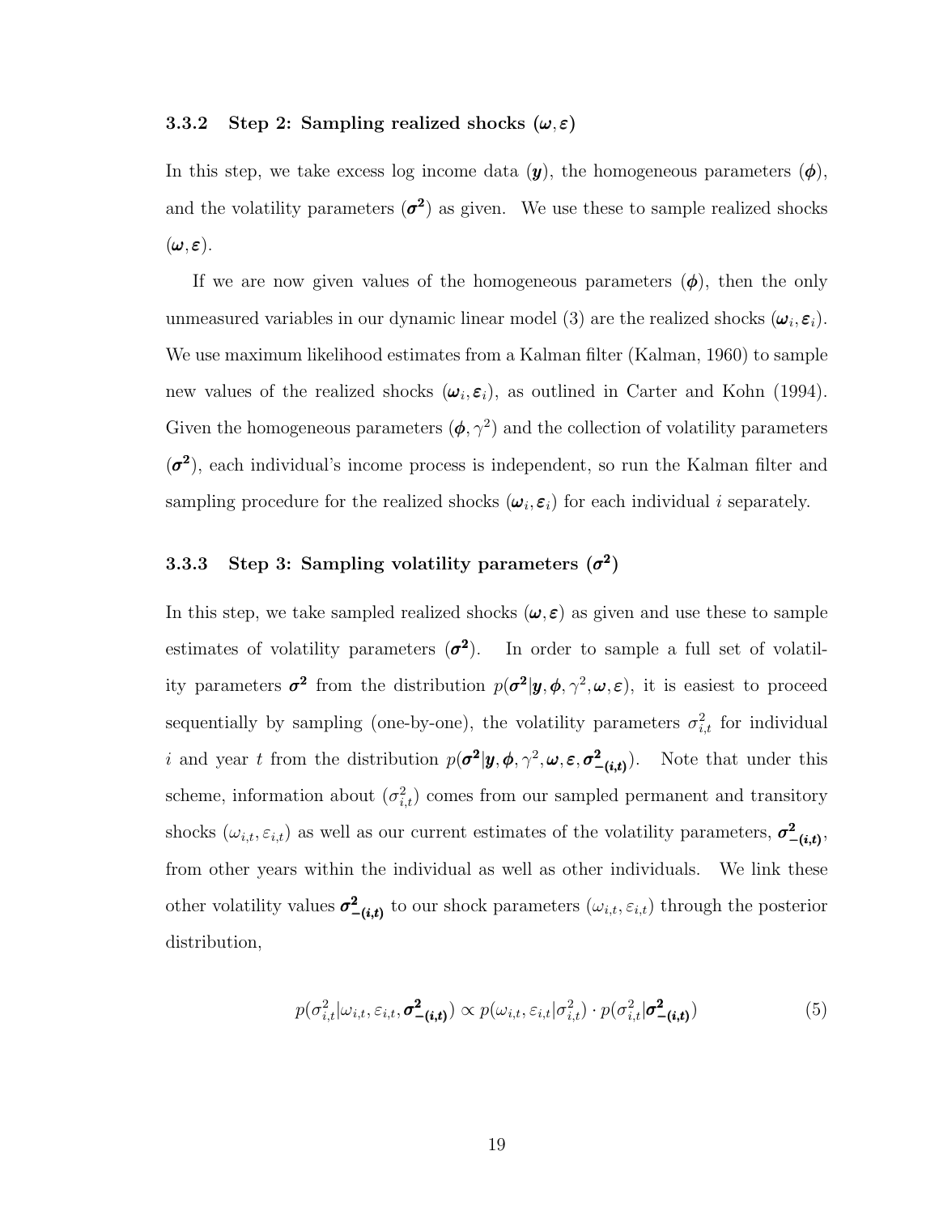### 3.3.2 Step 2: Sampling realized shocks $(\boldsymbol{\omega}, \boldsymbol{\varepsilon})$

In this step, we take excess log income data $(\boldsymbol{y})$, the homogeneous parameters $(\boldsymbol{\phi})$, and the volatility parameters $(\boldsymbol{\sigma^2})$ as given. We use these to sample realized shocks $(\boldsymbol{\omega}, \boldsymbol{\varepsilon})$.

If we are now given values of the homogeneous parameters $(\boldsymbol{\phi})$, then the only unmeasured variables in our dynamic linear model (3) are the realized shocks $(\boldsymbol{\omega}_i, \boldsymbol{\varepsilon}_i)$. We use maximum likelihood estimates from a Kalman filter (Kalman, 1960) to sample new values of the realized shocks $(\boldsymbol{\omega}_i, \boldsymbol{\varepsilon}_i)$, as outlined in Carter and Kohn (1994). Given the homogeneous parameters $(\boldsymbol{\phi}, \gamma^2)$ and the collection of volatility parameters $(\boldsymbol{\sigma^2})$, each individual's income process is independent, so run the Kalman filter and sampling procedure for the realized shocks $(\boldsymbol{\omega}_i, \boldsymbol{\varepsilon}_i)$ for each individual $i$ separately.

### 3.3.3 Step 3: Sampling volatility parameters $(\boldsymbol{\sigma^2})$

In this step, we take sampled realized shocks $(\boldsymbol{\omega}, \boldsymbol{\varepsilon})$ as given and use these to sample estimates of volatility parameters $(\boldsymbol{\sigma^2})$. In order to sample a full set of volatility parameters $\boldsymbol{\sigma^2}$ from the distribution $p(\boldsymbol{\sigma^2}|\boldsymbol{y}, \boldsymbol{\phi}, \gamma^2, \boldsymbol{\omega}, \boldsymbol{\varepsilon})$, it is easiest to proceed sequentially by sampling (one-by-one), the volatility parameters $\sigma^2_{i,t}$ for individual $i$ and year $t$ from the distribution $p(\boldsymbol{\sigma^2}|\boldsymbol{y}, \boldsymbol{\phi}, \gamma^2, \boldsymbol{\omega}, \boldsymbol{\varepsilon}, \boldsymbol{\sigma^2_{-(i,t)}})$. Note that under this scheme, information about $(\sigma^2_{i,t})$ comes from our sampled permanent and transitory shocks $(\omega_{i,t}, \varepsilon_{i,t})$ as well as our current estimates of the volatility parameters, $\boldsymbol{\sigma^2_{-(i,t)}}$, from other years within the individual as well as other individuals. We link these other volatility values $\boldsymbol{\sigma^2_{-(i,t)}}$ to our shock parameters $(\omega_{i,t}, \varepsilon_{i,t})$ through the posterior distribution,

$$p(\sigma^2_{i,t}|\omega_{i,t}, \varepsilon_{i,t}, \boldsymbol{\sigma^2_{-(i,t)}}) \propto p(\omega_{i,t}, \varepsilon_{i,t}|\sigma^2_{i,t}) \cdot p(\sigma^2_{i,t}|\boldsymbol{\sigma^2_{-(i,t)}}) \tag{5}$$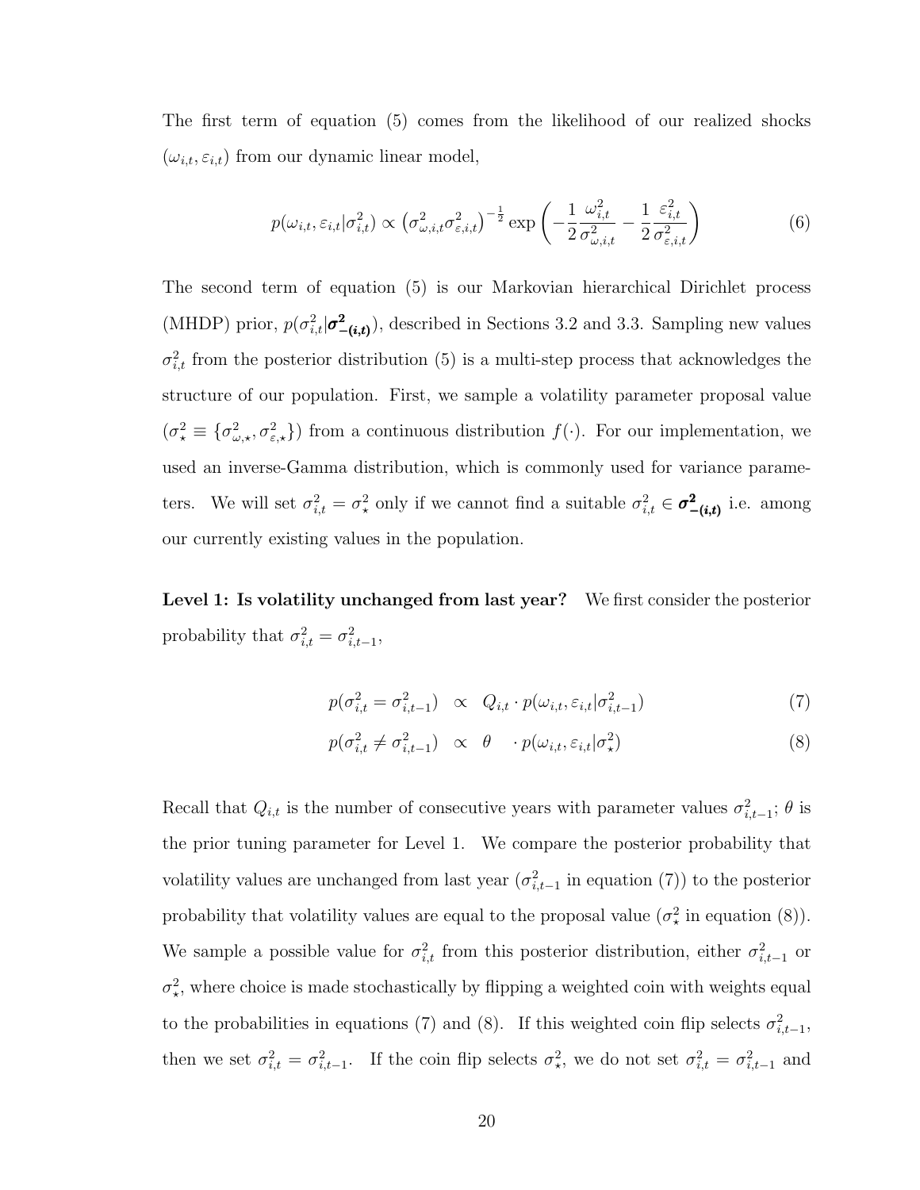The first term of equation (5) comes from the likelihood of our realized shocks $(\omega_{i,t}, \varepsilon_{i,t})$ from our dynamic linear model,

$$
p(\omega_{i,t}, \varepsilon_{i,t} | \sigma^2_{i,t}) \propto \left(\sigma^2_{\omega,i,t}\sigma^2_{\varepsilon,i,t}\right)^{-\frac{1}{2}} \exp\left(-\frac{1}{2}\frac{\omega^2_{i,t}}{\sigma^2_{\omega,i,t}} - \frac{1}{2}\frac{\varepsilon^2_{i,t}}{\sigma^2_{\varepsilon,i,t}}\right) \tag{6}
$$

The second term of equation (5) is our Markovian hierarchical Dirichlet process (MHDP) prior, $p(\sigma^2_{i,t}|\boldsymbol{\sigma^2_{-(i,t)}})$, described in Sections 3.2 and 3.3. Sampling new values $\sigma^2_{i,t}$ from the posterior distribution (5) is a multi-step process that acknowledges the structure of our population. First, we sample a volatility parameter proposal value $(\sigma^2_\star \equiv \{\sigma^2_{\omega,\star}, \sigma^2_{\varepsilon,\star}\})$ from a continuous distribution $f(\cdot)$. For our implementation, we used an inverse-Gamma distribution, which is commonly used for variance parameters. We will set $\sigma^2_{i,t} = \sigma^2_\star$ only if we cannot find a suitable $\sigma^2_{i,t} \in \boldsymbol{\sigma^2_{-(i,t)}}$ i.e. among our currently existing values in the population.

**Level 1: Is volatility unchanged from last year?** We first consider the posterior probability that $\sigma^2_{i,t} = \sigma^2_{i,t-1}$,

$$
p(\sigma^2_{i,t} = \sigma^2_{i,t-1}) \;\;\propto\;\; Q_{i,t} \cdot p(\omega_{i,t}, \varepsilon_{i,t}|\sigma^2_{i,t-1}) \tag{7}
$$

$$
p(\sigma^2_{i,t} \neq \sigma^2_{i,t-1}) \;\;\propto\;\; \theta \quad \cdot p(\omega_{i,t}, \varepsilon_{i,t}|\sigma^2_\star) \tag{8}
$$

Recall that $Q_{i,t}$ is the number of consecutive years with parameter values $\sigma^2_{i,t-1}$; $\theta$ is the prior tuning parameter for Level 1. We compare the posterior probability that volatility values are unchanged from last year ($\sigma^2_{i,t-1}$ in equation (7)) to the posterior probability that volatility values are equal to the proposal value ($\sigma^2_\star$ in equation (8)). We sample a possible value for $\sigma^2_{i,t}$ from this posterior distribution, either $\sigma^2_{i,t-1}$ or $\sigma^2_\star$, where choice is made stochastically by flipping a weighted coin with weights equal to the probabilities in equations (7) and (8). If this weighted coin flip selects $\sigma^2_{i,t-1}$, then we set $\sigma^2_{i,t} = \sigma^2_{i,t-1}$. If the coin flip selects $\sigma^2_\star$, we do not set $\sigma^2_{i,t} = \sigma^2_{i,t-1}$ and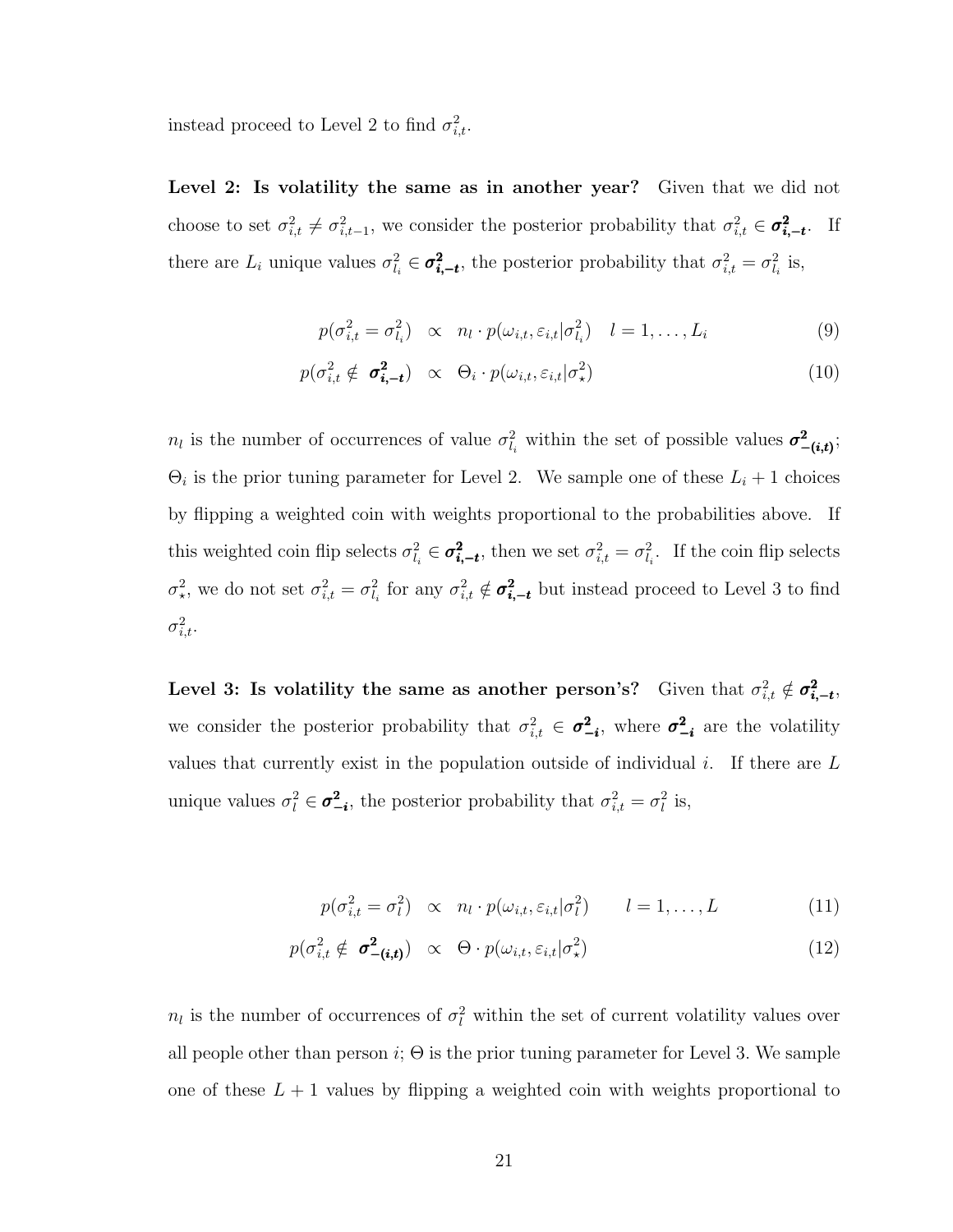instead proceed to Level 2 to find $\sigma^2_{i,t}$.

**Level 2: Is volatility the same as in another year?** Given that we did not choose to set $\sigma^2_{i,t} \neq \sigma^2_{i,t-1}$, we consider the posterior probability that $\sigma^2_{i,t} \in \boldsymbol{\sigma^2_{i,-t}}$. If there are $L_i$ unique values $\sigma^2_{l_i} \in \boldsymbol{\sigma^2_{i,-t}}$, the posterior probability that $\sigma^2_{i,t} = \sigma^2_{l_i}$ is,

$$
\begin{aligned}
p(\sigma^2_{i,t} = \sigma^2_{l_i}) &\propto n_l \cdot p(\omega_{i,t}, \varepsilon_{i,t} | \sigma^2_{l_i}) \quad l = 1, \ldots, L_i & (9) \\
p(\sigma^2_{i,t} \notin \boldsymbol{\sigma^2_{i,-t}}) &\propto \Theta_i \cdot p(\omega_{i,t}, \varepsilon_{i,t} | \sigma^2_{\star}) & (10)
\end{aligned}
$$

$n_l$ is the number of occurrences of value $\sigma^2_{l_i}$ within the set of possible values $\boldsymbol{\sigma^2_{-(i,t)}}$; $\Theta_i$ is the prior tuning parameter for Level 2. We sample one of these $L_i + 1$ choices by flipping a weighted coin with weights proportional to the probabilities above. If this weighted coin flip selects $\sigma^2_{l_i} \in \boldsymbol{\sigma^2_{i,-t}}$, then we set $\sigma^2_{i,t} = \sigma^2_{l_i}$. If the coin flip selects $\sigma^2_{\star}$, we do not set $\sigma^2_{i,t} = \sigma^2_{l_i}$ for any $\sigma^2_{i,t} \notin \boldsymbol{\sigma^2_{i,-t}}$ but instead proceed to Level 3 to find $\sigma^2_{i,t}$.

**Level 3: Is volatility the same as another person's?** Given that $\sigma^2_{i,t} \notin \boldsymbol{\sigma^2_{i,-t}}$, we consider the posterior probability that $\sigma^2_{i,t} \in \boldsymbol{\sigma^2_{-i}}$, where $\boldsymbol{\sigma^2_{-i}}$ are the volatility values that currently exist in the population outside of individual $i$. If there are $L$ unique values $\sigma^2_l \in \boldsymbol{\sigma^2_{-i}}$, the posterior probability that $\sigma^2_{i,t} = \sigma^2_l$ is,

$$
\begin{aligned}
p(\sigma^2_{i,t} = \sigma^2_l) &\propto n_l \cdot p(\omega_{i,t}, \varepsilon_{i,t} | \sigma^2_l) \qquad l = 1, \ldots, L & (11) \\
p(\sigma^2_{i,t} \notin \boldsymbol{\sigma^2_{-(i,t)}}) &\propto \Theta \cdot p(\omega_{i,t}, \varepsilon_{i,t} | \sigma^2_{\star}) & (12)
\end{aligned}
$$

$n_l$ is the number of occurrences of $\sigma^2_l$ within the set of current volatility values over all people other than person $i$; $\Theta$ is the prior tuning parameter for Level 3. We sample one of these $L + 1$ values by flipping a weighted coin with weights proportional to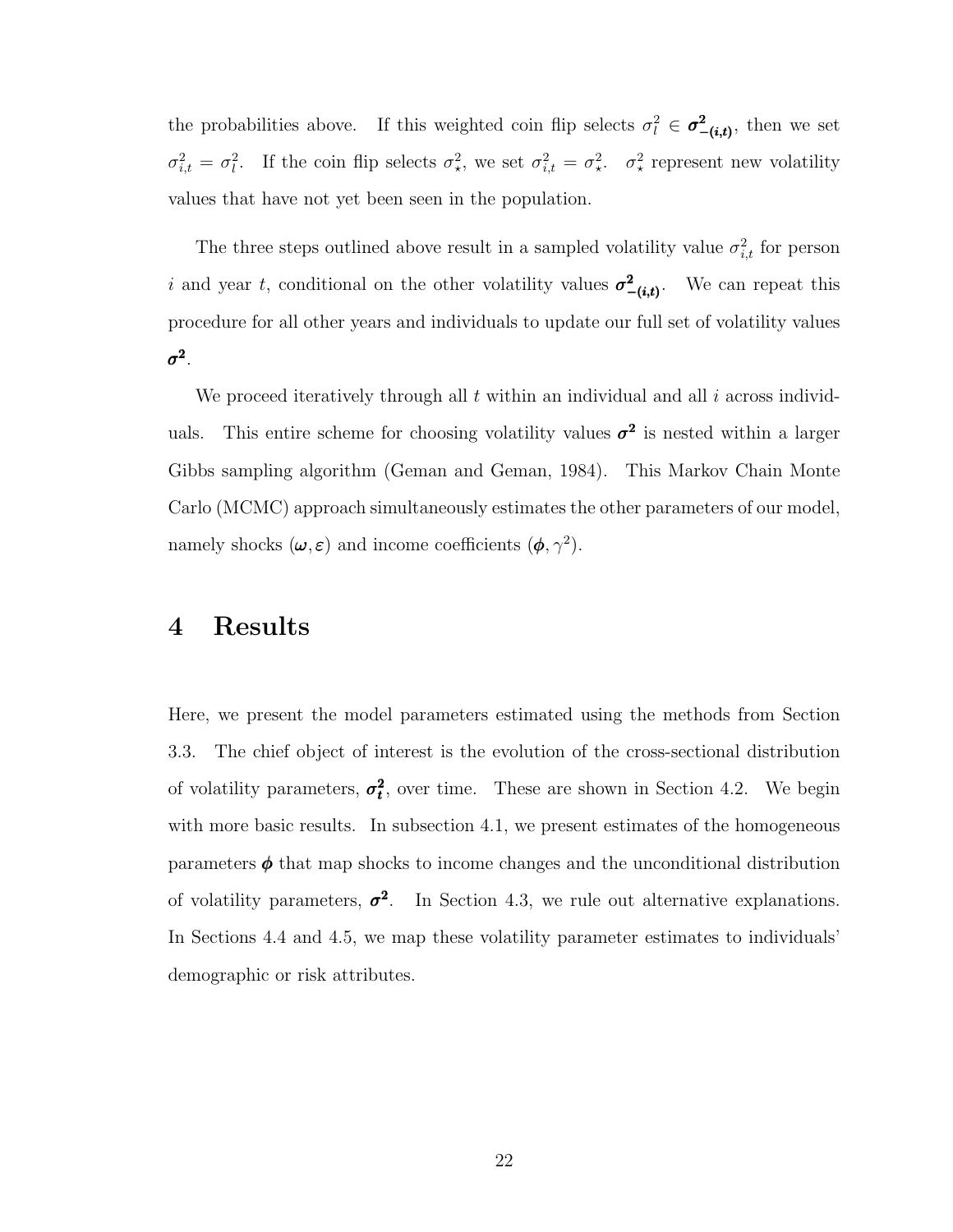the probabilities above. If this weighted coin flip selects $\sigma_l^2 \in \boldsymbol{\sigma^2_{-(i,t)}}$, then we set $\sigma_{i,t}^2 = \sigma_l^2$. If the coin flip selects $\sigma_\star^2$, we set $\sigma_{i,t}^2 = \sigma_\star^2$. $\sigma_\star^2$ represent new volatility values that have not yet been seen in the population.

The three steps outlined above result in a sampled volatility value $\sigma_{i,t}^2$ for person $i$ and year $t$, conditional on the other volatility values $\boldsymbol{\sigma^2_{-(i,t)}}$. We can repeat this procedure for all other years and individuals to update our full set of volatility values $\boldsymbol{\sigma^2}$.

We proceed iteratively through all $t$ within an individual and all $i$ across individuals. This entire scheme for choosing volatility values $\boldsymbol{\sigma^2}$ is nested within a larger Gibbs sampling algorithm (Geman and Geman, 1984). This Markov Chain Monte Carlo (MCMC) approach simultaneously estimates the other parameters of our model, namely shocks $(\boldsymbol{\omega}, \boldsymbol{\varepsilon})$ and income coefficients $(\boldsymbol{\phi}, \gamma^2)$.

# 4 Results

Here, we present the model parameters estimated using the methods from Section 3.3. The chief object of interest is the evolution of the cross-sectional distribution of volatility parameters, $\boldsymbol{\sigma_t^2}$, over time. These are shown in Section 4.2. We begin with more basic results. In subsection 4.1, we present estimates of the homogeneous parameters $\boldsymbol{\phi}$ that map shocks to income changes and the unconditional distribution of volatility parameters, $\boldsymbol{\sigma^2}$. In Section 4.3, we rule out alternative explanations. In Sections 4.4 and 4.5, we map these volatility parameter estimates to individuals' demographic or risk attributes.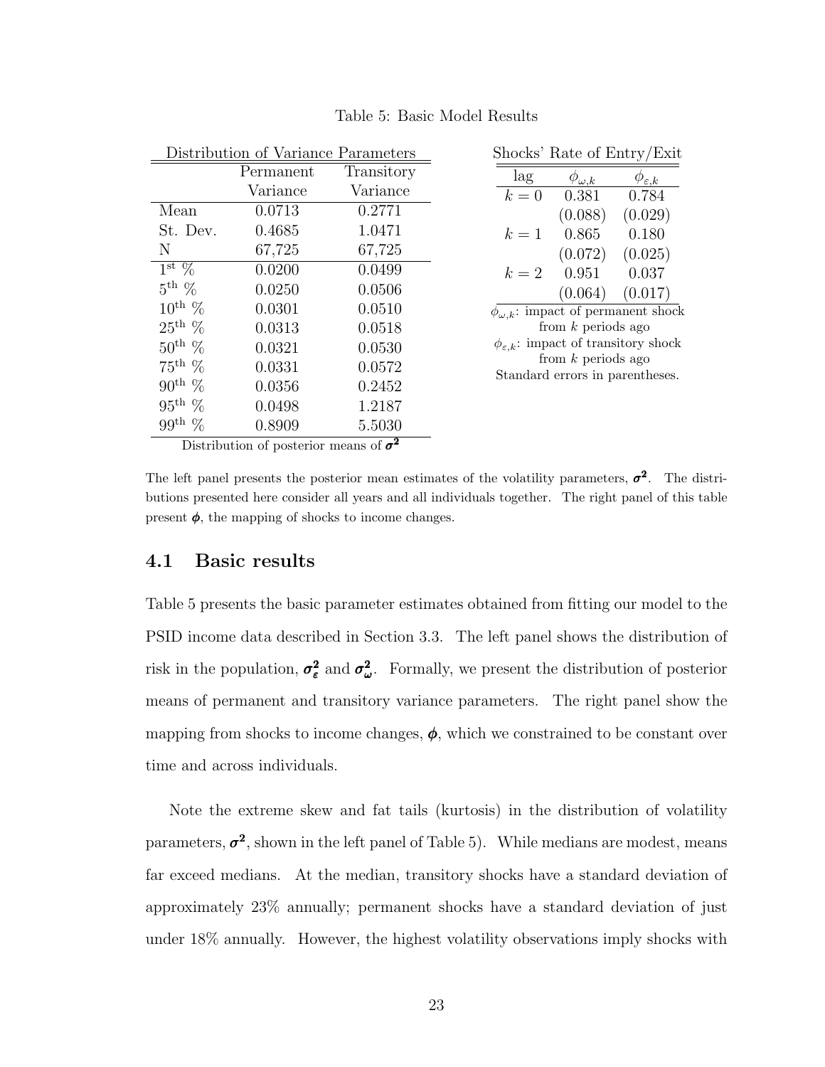Table 5: Basic Model Results

Distribution of Variance Parameters

| | Permanent Variance | Transitory Variance |
|---|---|---|
| Mean | 0.0713 | 0.2771 |
| St. Dev. | 0.4685 | 1.0471 |
| N | 67,725 | 67,725 |
| 1[st] % | 0.0200 | 0.0499 |
| 5[th] % | 0.0250 | 0.0506 |
| 10[th] % | 0.0301 | 0.0510 |
| 25[th] % | 0.0313 | 0.0518 |
| 50[th] % | 0.0321 | 0.0530 |
| 75[th] % | 0.0331 | 0.0572 |
| 90[th] % | 0.0356 | 0.2452 |
| 95[th] % | 0.0498 | 1.2187 |
| 99[th] % | 0.8909 | 5.5030 |

Distribution of posterior means of $\boldsymbol{\sigma^2}$

Shocks' Rate of Entry/Exit

| lag | $\phi_{\omega,k}$ | $\phi_{\varepsilon,k}$ |
|---|---|---|
| $k=0$ | 0.381 | 0.784 |
| | (0.088) | (0.029) |
| $k=1$ | 0.865 | 0.180 |
| | (0.072) | (0.025) |
| $k=2$ | 0.951 | 0.037 |
| | (0.064) | (0.017) |

$\phi_{\omega,k}$: impact of permanent shock from $k$ periods ago
$\phi_{\varepsilon,k}$: impact of transitory shock from $k$ periods ago
Standard errors in parentheses.

The left panel presents the posterior mean estimates of the volatility parameters, $\boldsymbol{\sigma^2}$. The distributions presented here consider all years and all individuals together. The right panel of this table present $\boldsymbol{\phi}$, the mapping of shocks to income changes.

## 4.1 Basic results

Table 5 presents the basic parameter estimates obtained from fitting our model to the PSID income data described in Section 3.3. The left panel shows the distribution of risk in the population, $\boldsymbol{\sigma^2_\varepsilon}$ and $\boldsymbol{\sigma^2_\omega}$. Formally, we present the distribution of posterior means of permanent and transitory variance parameters. The right panel show the mapping from shocks to income changes, $\boldsymbol{\phi}$, which we constrained to be constant over time and across individuals.

Note the extreme skew and fat tails (kurtosis) in the distribution of volatility parameters, $\boldsymbol{\sigma^2}$, shown in the left panel of Table 5). While medians are modest, means far exceed medians. At the median, transitory shocks have a standard deviation of approximately 23% annually; permanent shocks have a standard deviation of just under 18% annually. However, the highest volatility observations imply shocks with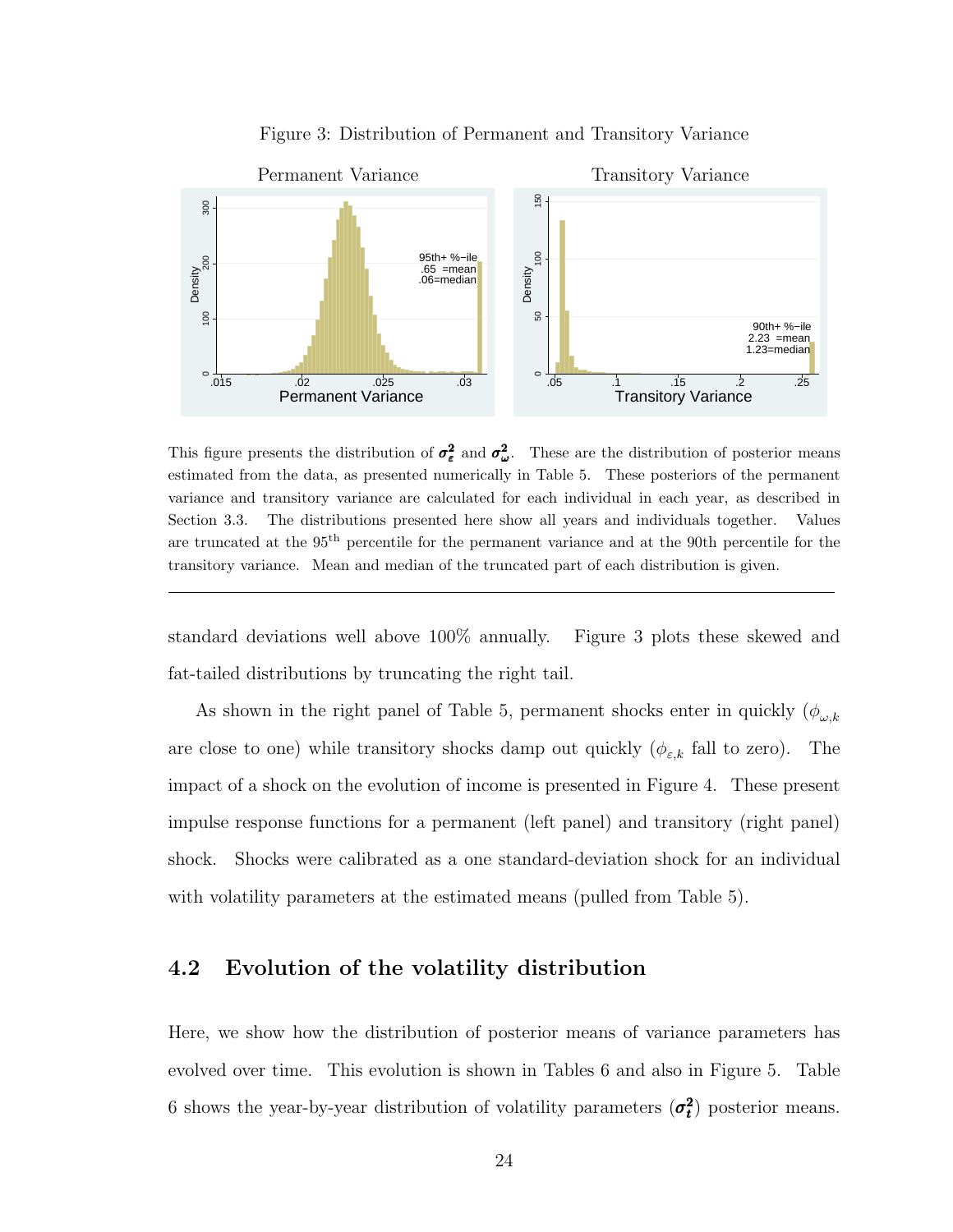Figure 3: Distribution of Permanent and Transitory Variance

This figure presents the distribution of $\boldsymbol{\sigma_\varepsilon^2}$ and $\boldsymbol{\sigma_\omega^2}$. These are the distribution of posterior means estimated from the data, as presented numerically in Table 5. These posteriors of the permanent variance and transitory variance are calculated for each individual in each year, as described in Section 3.3. The distributions presented here show all years and individuals together. Values are truncated at the 95$^{\text{th}}$ percentile for the permanent variance and at the 90th percentile for the transitory variance. Mean and median of the truncated part of each distribution is given.

---

standard deviations well above 100% annually. Figure 3 plots these skewed and fat-tailed distributions by truncating the right tail.

As shown in the right panel of Table 5, permanent shocks enter in quickly ($\phi_{\omega,k}$ are close to one) while transitory shocks damp out quickly ($\phi_{\varepsilon,k}$ fall to zero). The impact of a shock on the evolution of income is presented in Figure 4. These present impulse response functions for a permanent (left panel) and transitory (right panel) shock. Shocks were calibrated as a one standard-deviation shock for an individual with volatility parameters at the estimated means (pulled from Table 5).

## 4.2 Evolution of the volatility distribution

Here, we show how the distribution of posterior means of variance parameters has evolved over time. This evolution is shown in Tables 6 and also in Figure 5. Table 6 shows the year-by-year distribution of volatility parameters ($\boldsymbol{\sigma_t^2}$) posterior means.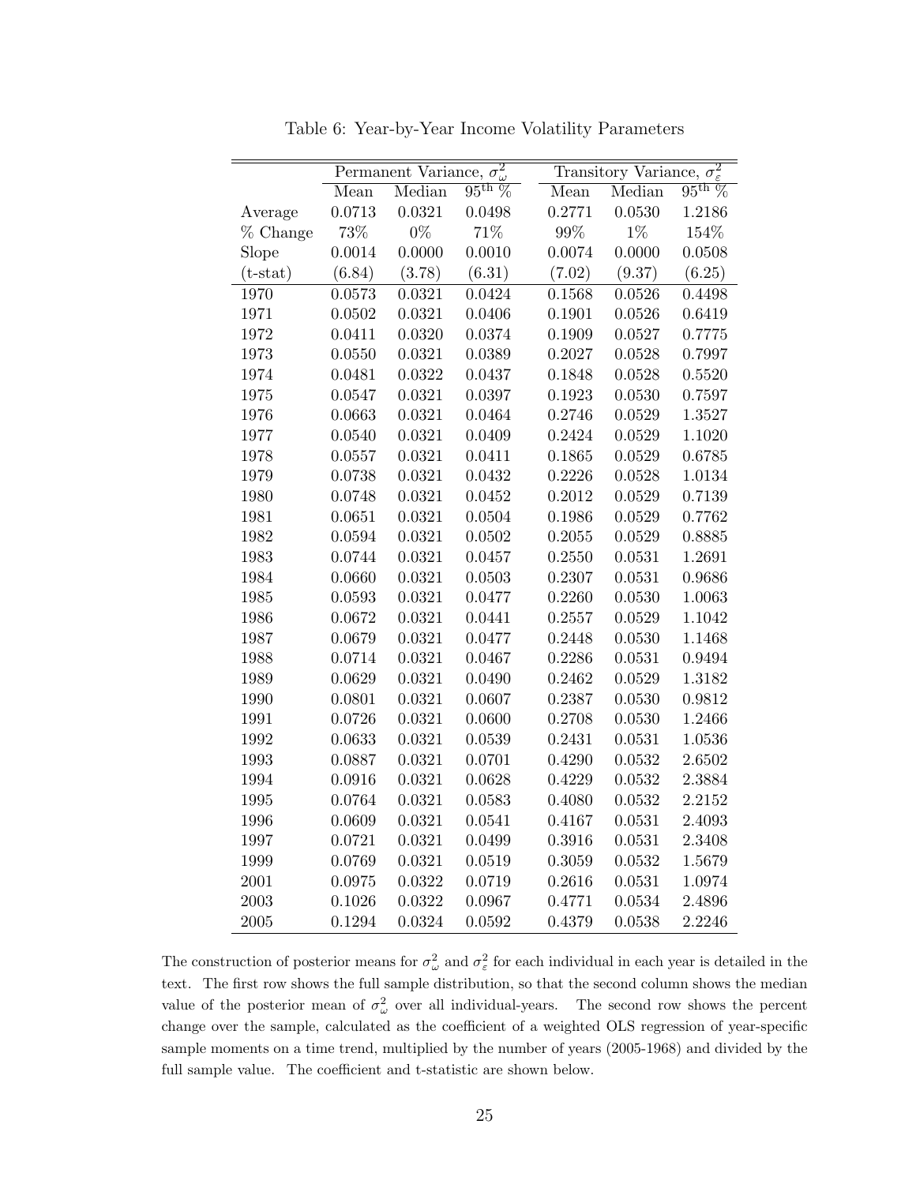Table 6: Year-by-Year Income Volatility Parameters

| | Permanent Variance, $\sigma^2_\omega$ | | | Transitory Variance, $\sigma^2_\varepsilon$ | | |
|---|---|---|---|---|---|---|
| | Mean | Median | $95^{\text{th}}$ % | Mean | Median | $95^{\text{th}}$ % |
| Average | 0.0713 | 0.0321 | 0.0498 | 0.2771 | 0.0530 | 1.2186 |
| % Change | 73% | 0% | 71% | 99% | 1% | 154% |
| Slope | 0.0014 | 0.0000 | 0.0010 | 0.0074 | 0.0000 | 0.0508 |
| (t-stat) | (6.84) | (3.78) | (6.31) | (7.02) | (9.37) | (6.25) |
| 1970 | 0.0573 | 0.0321 | 0.0424 | 0.1568 | 0.0526 | 0.4498 |
| 1971 | 0.0502 | 0.0321 | 0.0406 | 0.1901 | 0.0526 | 0.6419 |
| 1972 | 0.0411 | 0.0320 | 0.0374 | 0.1909 | 0.0527 | 0.7775 |
| 1973 | 0.0550 | 0.0321 | 0.0389 | 0.2027 | 0.0528 | 0.7997 |
| 1974 | 0.0481 | 0.0322 | 0.0437 | 0.1848 | 0.0528 | 0.5520 |
| 1975 | 0.0547 | 0.0321 | 0.0397 | 0.1923 | 0.0530 | 0.7597 |
| 1976 | 0.0663 | 0.0321 | 0.0464 | 0.2746 | 0.0529 | 1.3527 |
| 1977 | 0.0540 | 0.0321 | 0.0409 | 0.2424 | 0.0529 | 1.1020 |
| 1978 | 0.0557 | 0.0321 | 0.0411 | 0.1865 | 0.0529 | 0.6785 |
| 1979 | 0.0738 | 0.0321 | 0.0432 | 0.2226 | 0.0528 | 1.0134 |
| 1980 | 0.0748 | 0.0321 | 0.0452 | 0.2012 | 0.0529 | 0.7139 |
| 1981 | 0.0651 | 0.0321 | 0.0504 | 0.1986 | 0.0529 | 0.7762 |
| 1982 | 0.0594 | 0.0321 | 0.0502 | 0.2055 | 0.0529 | 0.8885 |
| 1983 | 0.0744 | 0.0321 | 0.0457 | 0.2550 | 0.0531 | 1.2691 |
| 1984 | 0.0660 | 0.0321 | 0.0503 | 0.2307 | 0.0531 | 0.9686 |
| 1985 | 0.0593 | 0.0321 | 0.0477 | 0.2260 | 0.0530 | 1.0063 |
| 1986 | 0.0672 | 0.0321 | 0.0441 | 0.2557 | 0.0529 | 1.1042 |
| 1987 | 0.0679 | 0.0321 | 0.0477 | 0.2448 | 0.0530 | 1.1468 |
| 1988 | 0.0714 | 0.0321 | 0.0467 | 0.2286 | 0.0531 | 0.9494 |
| 1989 | 0.0629 | 0.0321 | 0.0490 | 0.2462 | 0.0529 | 1.3182 |
| 1990 | 0.0801 | 0.0321 | 0.0607 | 0.2387 | 0.0530 | 0.9812 |
| 1991 | 0.0726 | 0.0321 | 0.0600 | 0.2708 | 0.0530 | 1.2466 |
| 1992 | 0.0633 | 0.0321 | 0.0539 | 0.2431 | 0.0531 | 1.0536 |
| 1993 | 0.0887 | 0.0321 | 0.0701 | 0.4290 | 0.0532 | 2.6502 |
| 1994 | 0.0916 | 0.0321 | 0.0628 | 0.4229 | 0.0532 | 2.3884 |
| 1995 | 0.0764 | 0.0321 | 0.0583 | 0.4080 | 0.0532 | 2.2152 |
| 1996 | 0.0609 | 0.0321 | 0.0541 | 0.4167 | 0.0531 | 2.4093 |
| 1997 | 0.0721 | 0.0321 | 0.0499 | 0.3916 | 0.0531 | 2.3408 |
| 1999 | 0.0769 | 0.0321 | 0.0519 | 0.3059 | 0.0532 | 1.5679 |
| 2001 | 0.0975 | 0.0322 | 0.0719 | 0.2616 | 0.0531 | 1.0974 |
| 2003 | 0.1026 | 0.0322 | 0.0967 | 0.4771 | 0.0534 | 2.4896 |
| 2005 | 0.1294 | 0.0324 | 0.0592 | 0.4379 | 0.0538 | 2.2246 |

The construction of posterior means for $\sigma^2_\omega$ and $\sigma^2_\varepsilon$ for each individual in each year is detailed in the text. The first row shows the full sample distribution, so that the second column shows the median value of the posterior mean of $\sigma^2_\omega$ over all individual-years. The second row shows the percent change over the sample, calculated as the coefficient of a weighted OLS regression of year-specific sample moments on a time trend, multiplied by the number of years (2005-1968) and divided by the full sample value. The coefficient and t-statistic are shown below.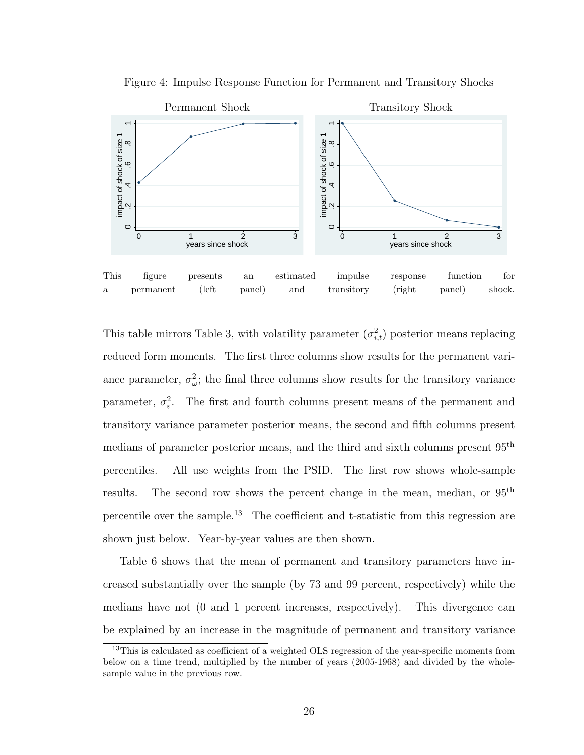Figure 4: Impulse Response Function for Permanent and Transitory Shocks

This figure presents an estimated impulse response function for a permanent (left panel) and transitory (right panel) shock.

---

This table mirrors Table 3, with volatility parameter ($\sigma^2_{i,t}$) posterior means replacing reduced form moments. The first three columns show results for the permanent variance parameter, $\sigma^2_{\omega}$; the final three columns show results for the transitory variance parameter, $\sigma^2_{\varepsilon}$. The first and fourth columns present means of the permanent and transitory variance parameter posterior means, the second and fifth columns present medians of parameter posterior means, and the third and sixth columns present 95$^{\text{th}}$ percentiles. All use weights from the PSID. The first row shows whole-sample results. The second row shows the percent change in the mean, median, or 95$^{\text{th}}$ percentile over the sample.[13] The coefficient and t-statistic from this regression are shown just below. Year-by-year values are then shown.

Table 6 shows that the mean of permanent and transitory parameters have increased substantially over the sample (by 73 and 99 percent, respectively) while the medians have not (0 and 1 percent increases, respectively). This divergence can be explained by an increase in the magnitude of permanent and transitory variance

[13] This is calculated as coefficient of a weighted OLS regression of the year-specific moments from below on a time trend, multiplied by the number of years (2005-1968) and divided by the whole-sample value in the previous row.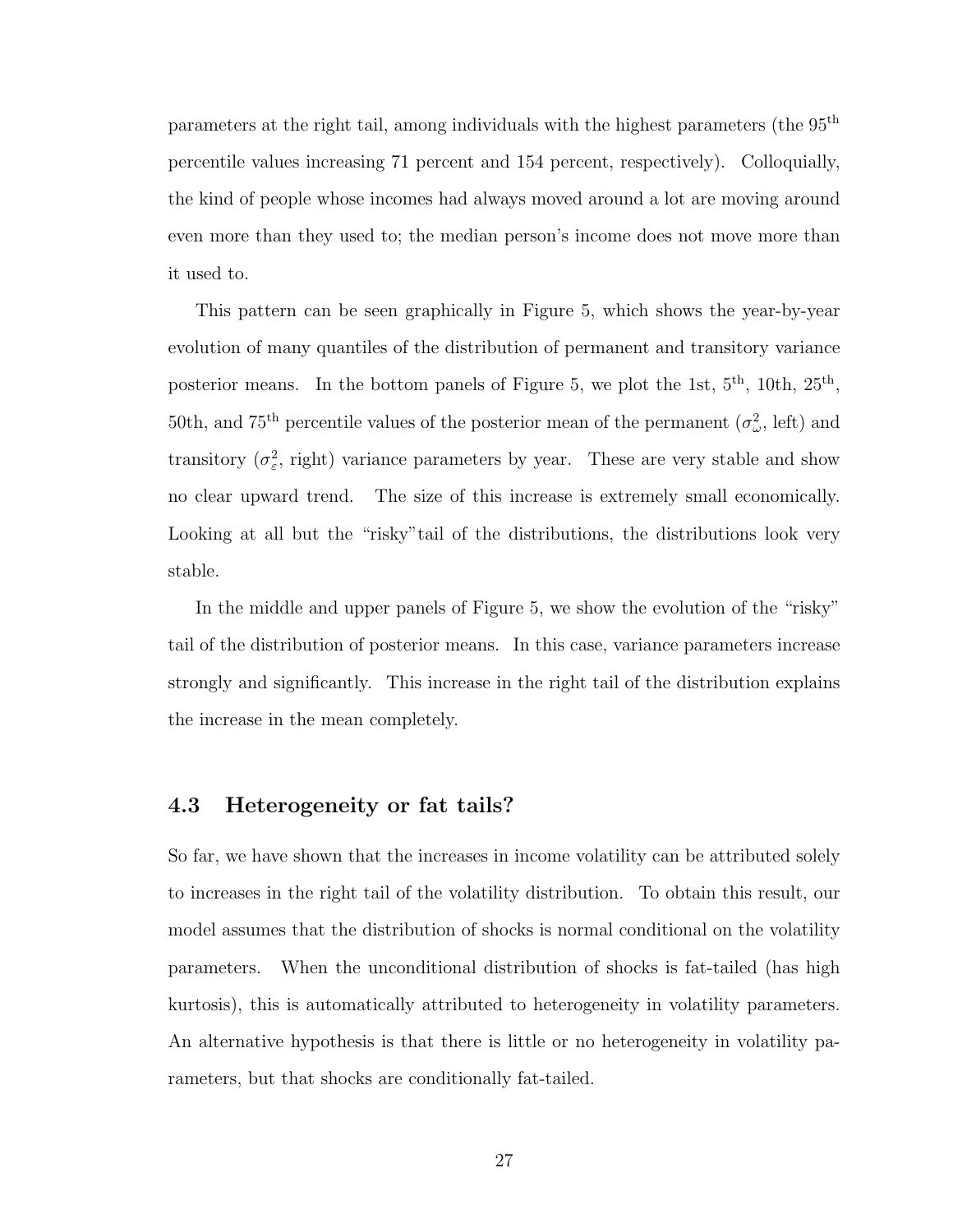parameters at the right tail, among individuals with the highest parameters (the 95$^{\text{th}}$ percentile values increasing 71 percent and 154 percent, respectively). Colloquially, the kind of people whose incomes had always moved around a lot are moving around even more than they used to; the median person's income does not move more than it used to.

This pattern can be seen graphically in Figure 5, which shows the year-by-year evolution of many quantiles of the distribution of permanent and transitory variance posterior means. In the bottom panels of Figure 5, we plot the 1st, 5$^{\text{th}}$, 10th, 25$^{\text{th}}$, 50th, and 75$^{\text{th}}$ percentile values of the posterior mean of the permanent ($\sigma_{\omega}^2$, left) and transitory ($\sigma_{\varepsilon}^2$, right) variance parameters by year. These are very stable and show no clear upward trend. The size of this increase is extremely small economically. Looking at all but the "risky"tail of the distributions, the distributions look very stable.

In the middle and upper panels of Figure 5, we show the evolution of the "risky" tail of the distribution of posterior means. In this case, variance parameters increase strongly and significantly. This increase in the right tail of the distribution explains the increase in the mean completely.

## 4.3 Heterogeneity or fat tails?

So far, we have shown that the increases in income volatility can be attributed solely to increases in the right tail of the volatility distribution. To obtain this result, our model assumes that the distribution of shocks is normal conditional on the volatility parameters. When the unconditional distribution of shocks is fat-tailed (has high kurtosis), this is automatically attributed to heterogeneity in volatility parameters. An alternative hypothesis is that there is little or no heterogeneity in volatility parameters, but that shocks are conditionally fat-tailed.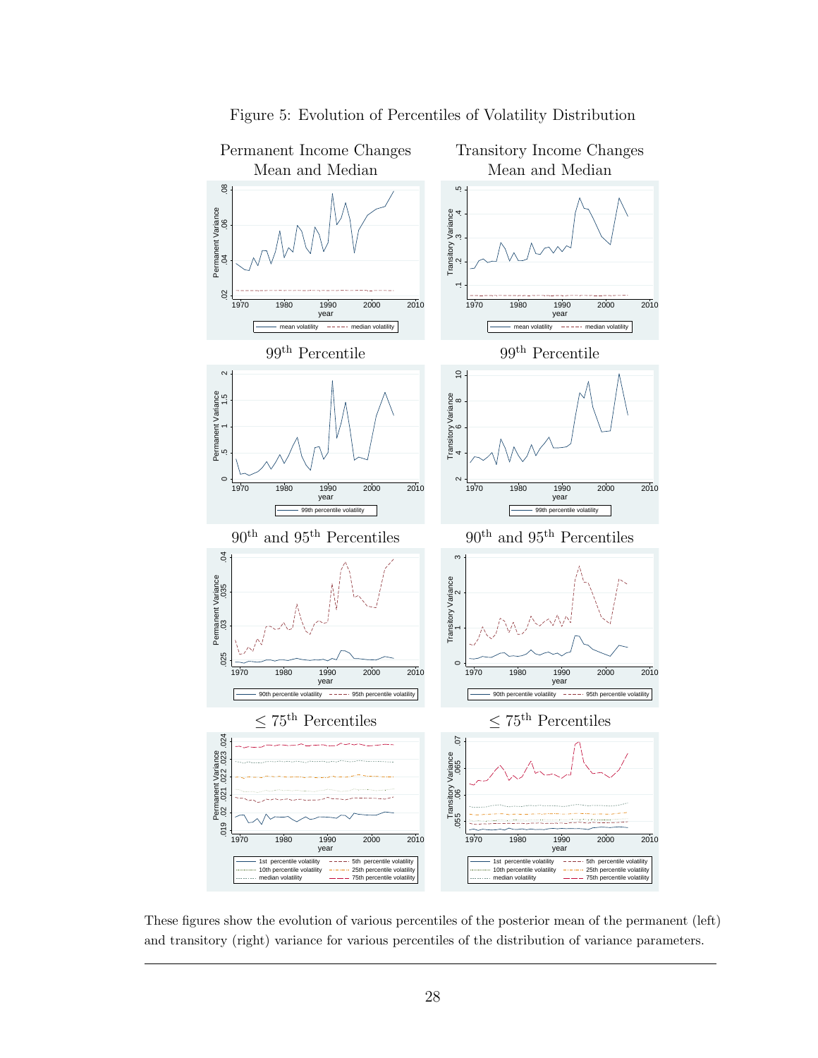Figure 5: Evolution of Percentiles of Volatility Distribution

These figures show the evolution of various percentiles of the posterior mean of the permanent (left) and transitory (right) variance for various percentiles of the distribution of variance parameters.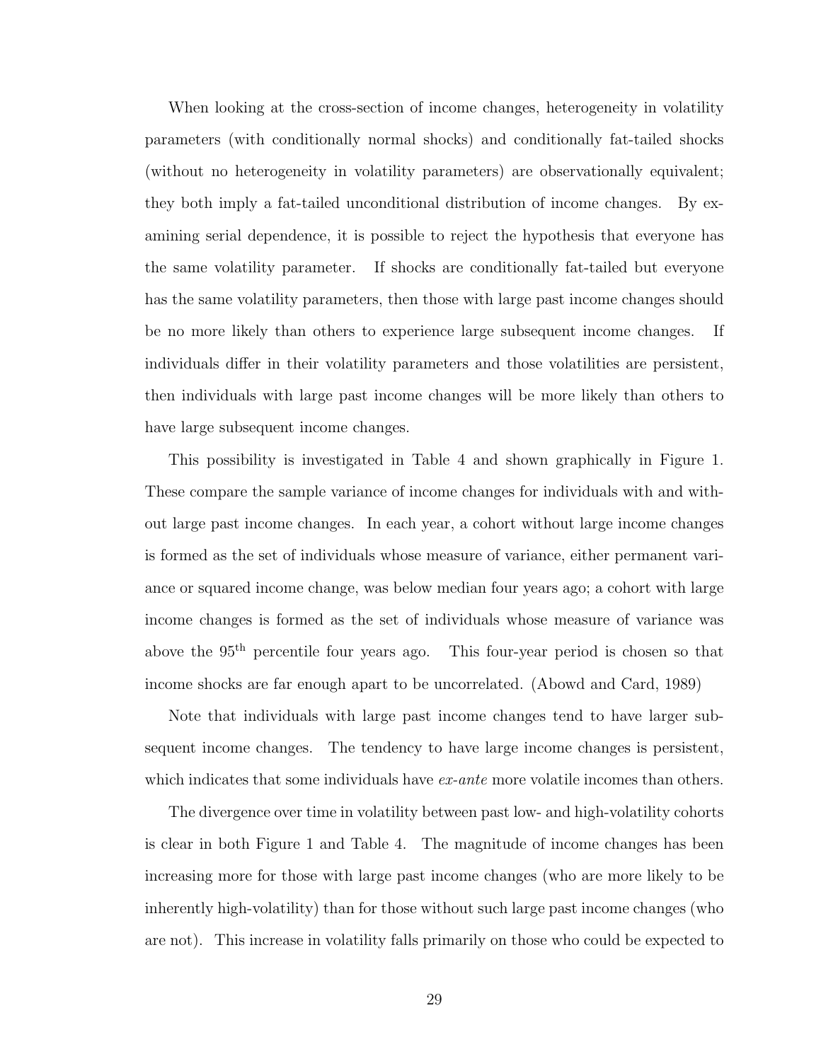When looking at the cross-section of income changes, heterogeneity in volatility parameters (with conditionally normal shocks) and conditionally fat-tailed shocks (without no heterogeneity in volatility parameters) are observationally equivalent; they both imply a fat-tailed unconditional distribution of income changes. By examining serial dependence, it is possible to reject the hypothesis that everyone has the same volatility parameter. If shocks are conditionally fat-tailed but everyone has the same volatility parameters, then those with large past income changes should be no more likely than others to experience large subsequent income changes. If individuals differ in their volatility parameters and those volatilities are persistent, then individuals with large past income changes will be more likely than others to have large subsequent income changes.

This possibility is investigated in Table 4 and shown graphically in Figure 1. These compare the sample variance of income changes for individuals with and without large past income changes. In each year, a cohort without large income changes is formed as the set of individuals whose measure of variance, either permanent variance or squared income change, was below median four years ago; a cohort with large income changes is formed as the set of individuals whose measure of variance was above the $95^{\text{th}}$ percentile four years ago. This four-year period is chosen so that income shocks are far enough apart to be uncorrelated. (Abowd and Card, 1989)

Note that individuals with large past income changes tend to have larger subsequent income changes. The tendency to have large income changes is persistent, which indicates that some individuals have *ex-ante* more volatile incomes than others.

The divergence over time in volatility between past low- and high-volatility cohorts is clear in both Figure 1 and Table 4. The magnitude of income changes has been increasing more for those with large past income changes (who are more likely to be inherently high-volatility) than for those without such large past income changes (who are not). This increase in volatility falls primarily on those who could be expected to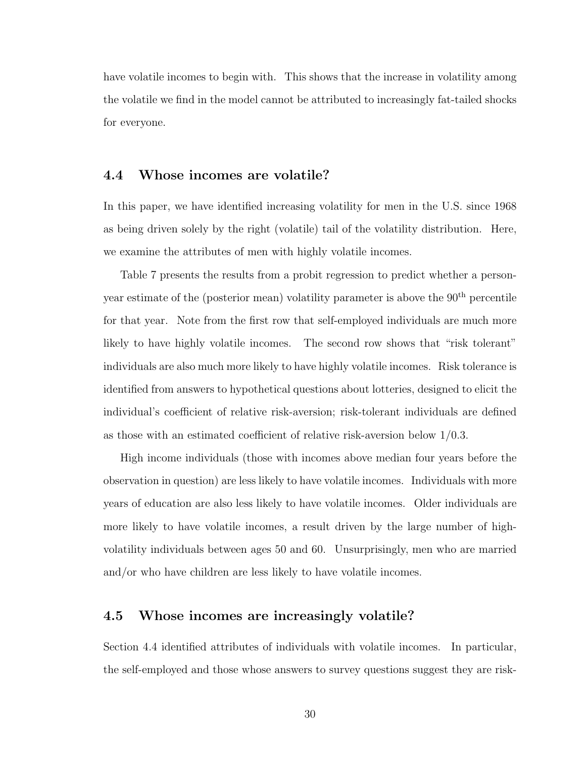have volatile incomes to begin with. This shows that the increase in volatility among the volatile we find in the model cannot be attributed to increasingly fat-tailed shocks for everyone.

## 4.4 Whose incomes are volatile?

In this paper, we have identified increasing volatility for men in the U.S. since 1968 as being driven solely by the right (volatile) tail of the volatility distribution. Here, we examine the attributes of men with highly volatile incomes.

Table 7 presents the results from a probit regression to predict whether a person-year estimate of the (posterior mean) volatility parameter is above the 90$^{\text{th}}$ percentile for that year. Note from the first row that self-employed individuals are much more likely to have highly volatile incomes. The second row shows that "risk tolerant" individuals are also much more likely to have highly volatile incomes. Risk tolerance is identified from answers to hypothetical questions about lotteries, designed to elicit the individual's coefficient of relative risk-aversion; risk-tolerant individuals are defined as those with an estimated coefficient of relative risk-aversion below $1/0.3$.

High income individuals (those with incomes above median four years before the observation in question) are less likely to have volatile incomes. Individuals with more years of education are also less likely to have volatile incomes. Older individuals are more likely to have volatile incomes, a result driven by the large number of high-volatility individuals between ages 50 and 60. Unsurprisingly, men who are married and/or who have children are less likely to have volatile incomes.

## 4.5 Whose incomes are increasingly volatile?

Section 4.4 identified attributes of individuals with volatile incomes. In particular, the self-employed and those whose answers to survey questions suggest they are risk-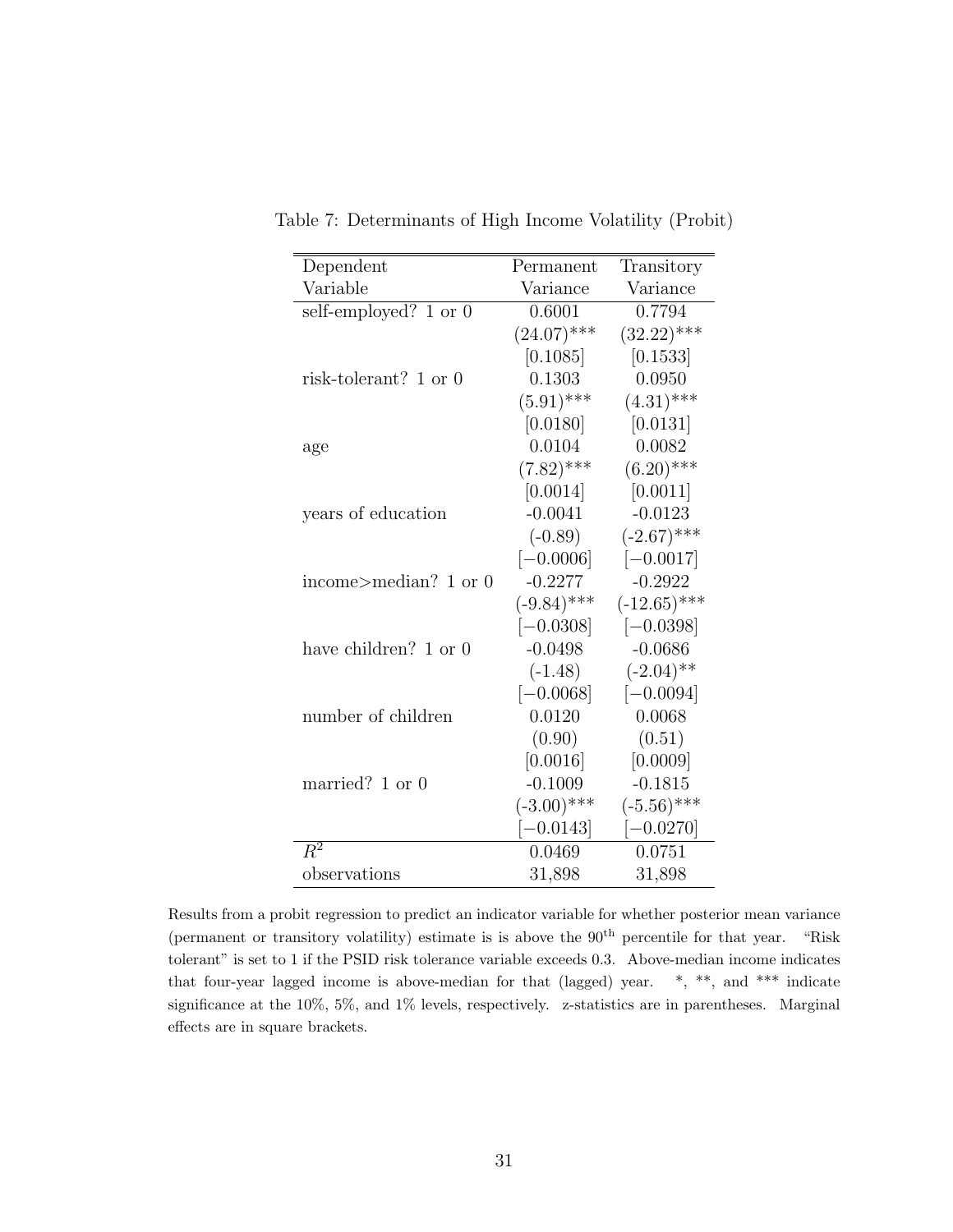Table 7: Determinants of High Income Volatility (Probit)

| Dependent Variable | Permanent Variance | Transitory Variance |
|---|---|---|
| self-employed? 1 or 0 | 0.6001 | 0.7794 |
| | (24.07)*** | (32.22)*** |
| | [0.1085] | [0.1533] |
| risk-tolerant? 1 or 0 | 0.1303 | 0.0950 |
| | (5.91)*** | (4.31)*** |
| | [0.0180] | [0.0131] |
| age | 0.0104 | 0.0082 |
| | (7.82)*** | (6.20)*** |
| | [0.0014] | [0.0011] |
| years of education | -0.0041 | -0.0123 |
| | (-0.89) | (-2.67)*** |
| | [−0.0006] | [−0.0017] |
| income>median? 1 or 0 | -0.2277 | -0.2922 |
| | (-9.84)*** | (-12.65)*** |
| | [−0.0308] | [−0.0398] |
| have children? 1 or 0 | -0.0498 | -0.0686 |
| | (-1.48) | (-2.04)** |
| | [−0.0068] | [−0.0094] |
| number of children | 0.0120 | 0.0068 |
| | (0.90) | (0.51) |
| | [0.0016] | [0.0009] |
| married? 1 or 0 | -0.1009 | -0.1815 |
| | (-3.00)*** | (-5.56)*** |
| | [−0.0143] | [−0.0270] |
| $R^2$ | 0.0469 | 0.0751 |
| observations | 31,898 | 31,898 |

Results from a probit regression to predict an indicator variable for whether posterior mean variance (permanent or transitory volatility) estimate is is above the 90$^{\text{th}}$ percentile for that year. "Risk tolerant" is set to 1 if the PSID risk tolerance variable exceeds 0.3. Above-median income indicates that four-year lagged income is above-median for that (lagged) year. *, **, and *** indicate significance at the 10%, 5%, and 1% levels, respectively. z-statistics are in parentheses. Marginal effects are in square brackets.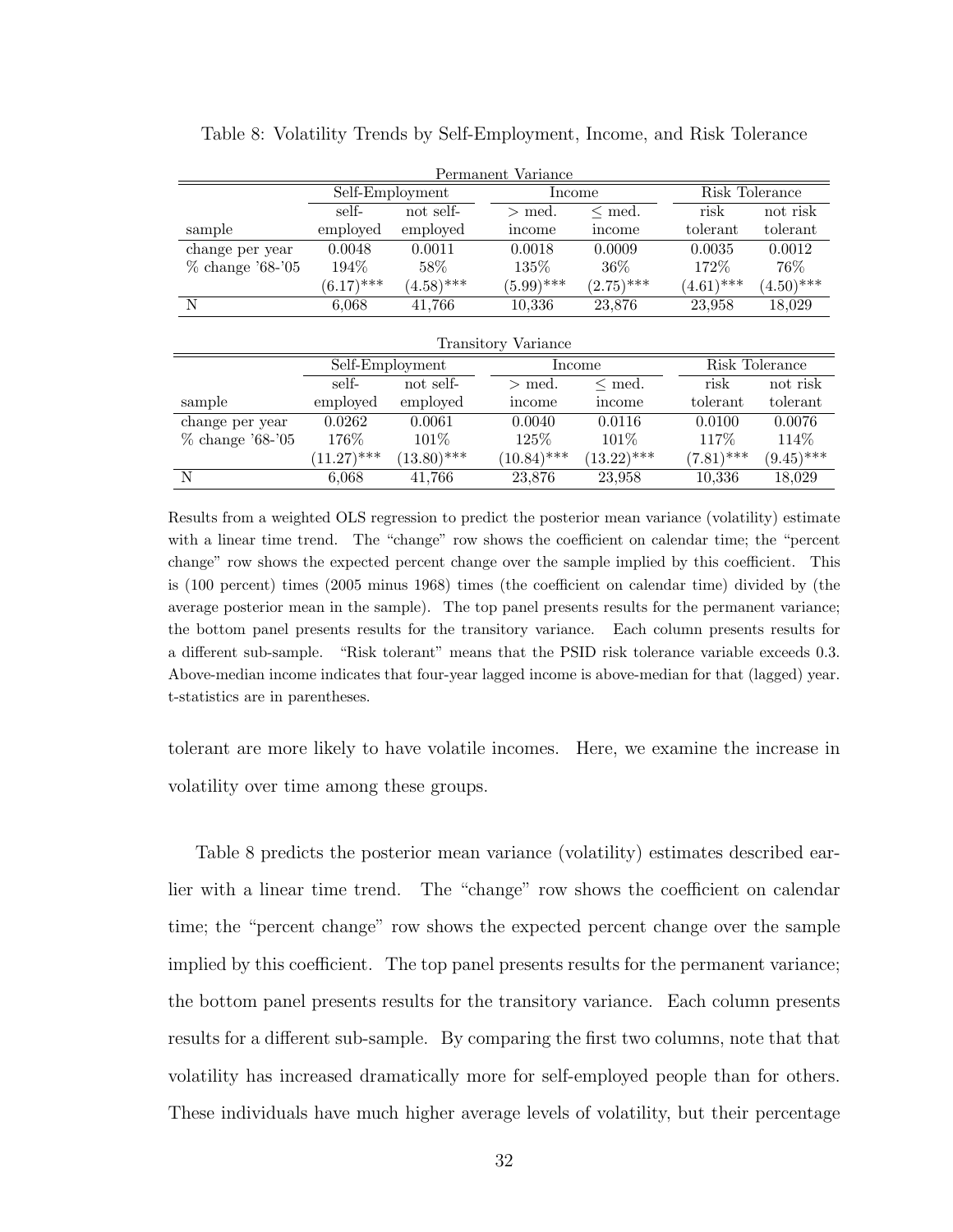Table 8: Volatility Trends by Self-Employment, Income, and Risk Tolerance

| Permanent Variance | | | | | | |
|---|---|---|---|---|---|---|
| | Self-Employment | | Income | | Risk Tolerance | |
| sample | self-employed | not self-employed | > med. income | ≤ med. income | risk tolerant | not risk tolerant |
| change per year | 0.0048 | 0.0011 | 0.0018 | 0.0009 | 0.0035 | 0.0012 |
| % change '68-'05 | 194% | 58% | 135% | 36% | 172% | 76% |
| | (6.17)*** | (4.58)*** | (5.99)*** | (2.75)*** | (4.61)*** | (4.50)*** |
| N | 6,068 | 41,766 | 10,336 | 23,876 | 23,958 | 18,029 |

| Transitory Variance | | | | | | |
|---|---|---|---|---|---|---|
| | Self-Employment | | Income | | Risk Tolerance | |
| sample | self-employed | not self-employed | > med. income | ≤ med. income | risk tolerant | not risk tolerant |
| change per year | 0.0262 | 0.0061 | 0.0040 | 0.0116 | 0.0100 | 0.0076 |
| % change '68-'05 | 176% | 101% | 125% | 101% | 117% | 114% |
| | (11.27)*** | (13.80)*** | (10.84)*** | (13.22)*** | (7.81)*** | (9.45)*** |
| N | 6,068 | 41,766 | 23,876 | 23,958 | 10,336 | 18,029 |

Results from a weighted OLS regression to predict the posterior mean variance (volatility) estimate with a linear time trend. The "change" row shows the coefficient on calendar time; the "percent change" row shows the expected percent change over the sample implied by this coefficient. This is (100 percent) times (2005 minus 1968) times (the coefficient on calendar time) divided by (the average posterior mean in the sample). The top panel presents results for the permanent variance; the bottom panel presents results for the transitory variance. Each column presents results for a different sub-sample. "Risk tolerant" means that the PSID risk tolerance variable exceeds 0.3. Above-median income indicates that four-year lagged income is above-median for that (lagged) year. t-statistics are in parentheses.

tolerant are more likely to have volatile incomes. Here, we examine the increase in volatility over time among these groups.

Table 8 predicts the posterior mean variance (volatility) estimates described earlier with a linear time trend. The "change" row shows the coefficient on calendar time; the "percent change" row shows the expected percent change over the sample implied by this coefficient. The top panel presents results for the permanent variance; the bottom panel presents results for the transitory variance. Each column presents results for a different sub-sample. By comparing the first two columns, note that that volatility has increased dramatically more for self-employed people than for others. These individuals have much higher average levels of volatility, but their percentage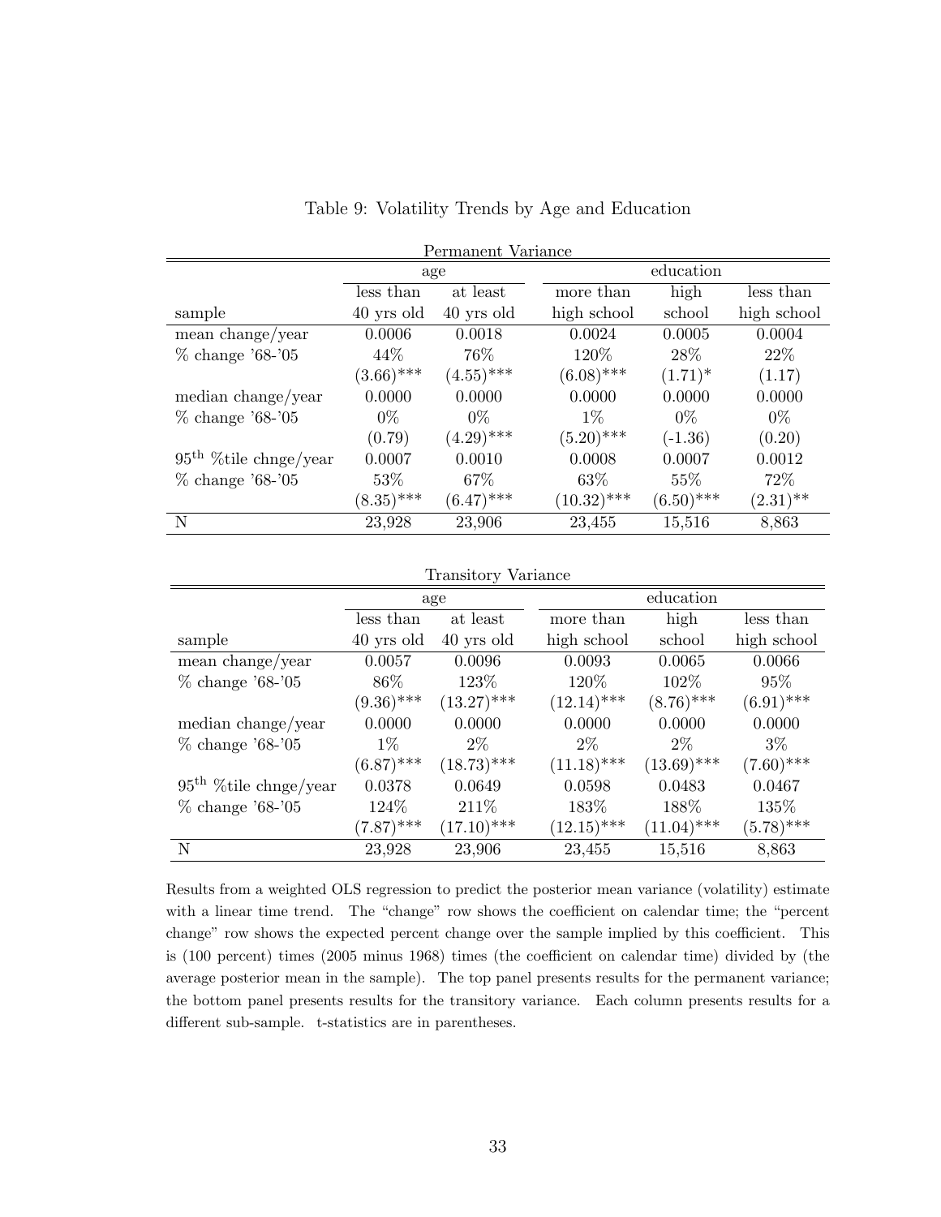Table 9: Volatility Trends by Age and Education

Permanent Variance

| | age | | education | | |
|---|---|---|---|---|---|
| sample | less than 40 yrs old | at least 40 yrs old | more than high school | high school | less than high school |
| mean change/year | 0.0006 | 0.0018 | 0.0024 | 0.0005 | 0.0004 |
| % change '68-'05 | 44% | 76% | 120% | 28% | 22% |
| | (3.66)*** | (4.55)*** | (6.08)*** | (1.71)* | (1.17) |
| median change/year | 0.0000 | 0.0000 | 0.0000 | 0.0000 | 0.0000 |
| % change '68-'05 | 0% | 0% | 1% | 0% | 0% |
| | (0.79) | (4.29)*** | (5.20)*** | (-1.36) | (0.20) |
| $95^{\text{th}}$ %tile chnge/year | 0.0007 | 0.0010 | 0.0008 | 0.0007 | 0.0012 |
| % change '68-'05 | 53% | 67% | 63% | 55% | 72% |
| | (8.35)*** | (6.47)*** | (10.32)*** | (6.50)*** | (2.31)** |
| N | 23,928 | 23,906 | 23,455 | 15,516 | 8,863 |

Transitory Variance

| | age | | education | | |
|---|---|---|---|---|---|
| sample | less than 40 yrs old | at least 40 yrs old | more than high school | high school | less than high school |
| mean change/year | 0.0057 | 0.0096 | 0.0093 | 0.0065 | 0.0066 |
| % change '68-'05 | 86% | 123% | 120% | 102% | 95% |
| | (9.36)*** | (13.27)*** | (12.14)*** | (8.76)*** | (6.91)*** |
| median change/year | 0.0000 | 0.0000 | 0.0000 | 0.0000 | 0.0000 |
| % change '68-'05 | 1% | 2% | 2% | 2% | 3% |
| | (6.87)*** | (18.73)*** | (11.18)*** | (13.69)*** | (7.60)*** |
| $95^{\text{th}}$ %tile chnge/year | 0.0378 | 0.0649 | 0.0598 | 0.0483 | 0.0467 |
| % change '68-'05 | 124% | 211% | 183% | 188% | 135% |
| | (7.87)*** | (17.10)*** | (12.15)*** | (11.04)*** | (5.78)*** |
| N | 23,928 | 23,906 | 23,455 | 15,516 | 8,863 |

Results from a weighted OLS regression to predict the posterior mean variance (volatility) estimate with a linear time trend. The "change" row shows the coefficient on calendar time; the "percent change" row shows the expected percent change over the sample implied by this coefficient. This is (100 percent) times (2005 minus 1968) times (the coefficient on calendar time) divided by (the average posterior mean in the sample). The top panel presents results for the permanent variance; the bottom panel presents results for the transitory variance. Each column presents results for a different sub-sample. t-statistics are in parentheses.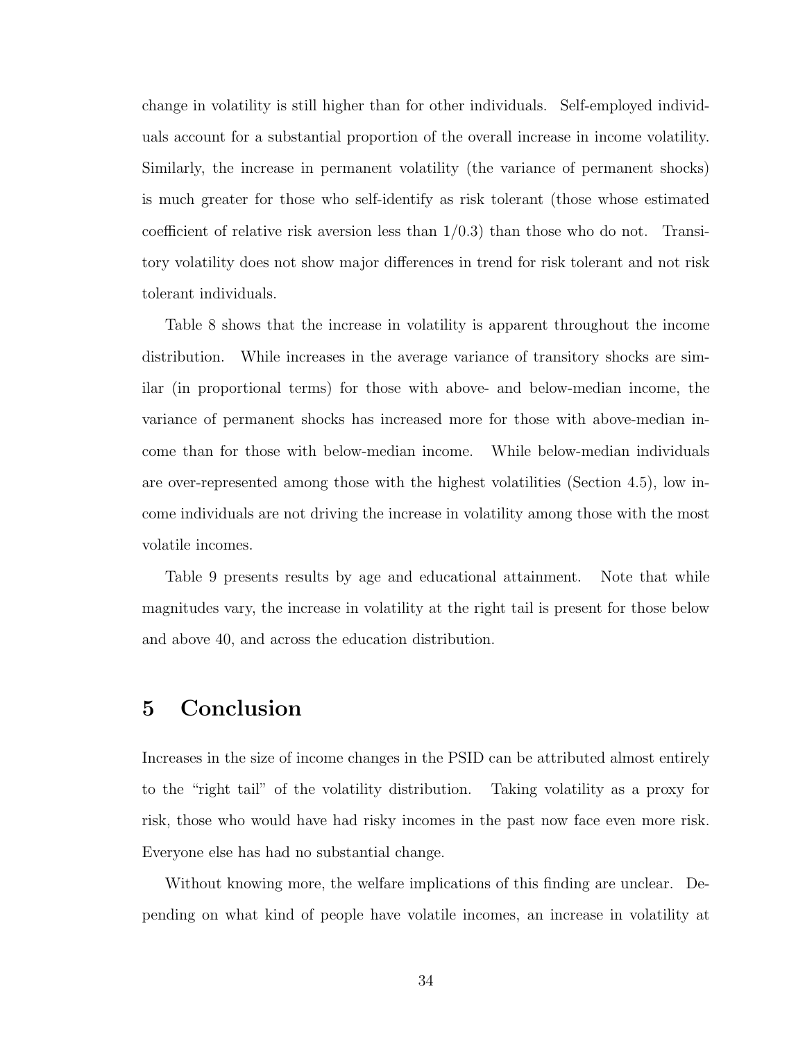change in volatility is still higher than for other individuals. Self-employed individuals account for a substantial proportion of the overall increase in income volatility. Similarly, the increase in permanent volatility (the variance of permanent shocks) is much greater for those who self-identify as risk tolerant (those whose estimated coefficient of relative risk aversion less than $1/0.3$) than those who do not. Transitory volatility does not show major differences in trend for risk tolerant and not risk tolerant individuals.

Table 8 shows that the increase in volatility is apparent throughout the income distribution. While increases in the average variance of transitory shocks are similar (in proportional terms) for those with above- and below-median income, the variance of permanent shocks has increased more for those with above-median income than for those with below-median income. While below-median individuals are over-represented among those with the highest volatilities (Section 4.5), low income individuals are not driving the increase in volatility among those with the most volatile incomes.

Table 9 presents results by age and educational attainment. Note that while magnitudes vary, the increase in volatility at the right tail is present for those below and above 40, and across the education distribution.

# 5 Conclusion

Increases in the size of income changes in the PSID can be attributed almost entirely to the "right tail" of the volatility distribution. Taking volatility as a proxy for risk, those who would have had risky incomes in the past now face even more risk. Everyone else has had no substantial change.

Without knowing more, the welfare implications of this finding are unclear. Depending on what kind of people have volatile incomes, an increase in volatility at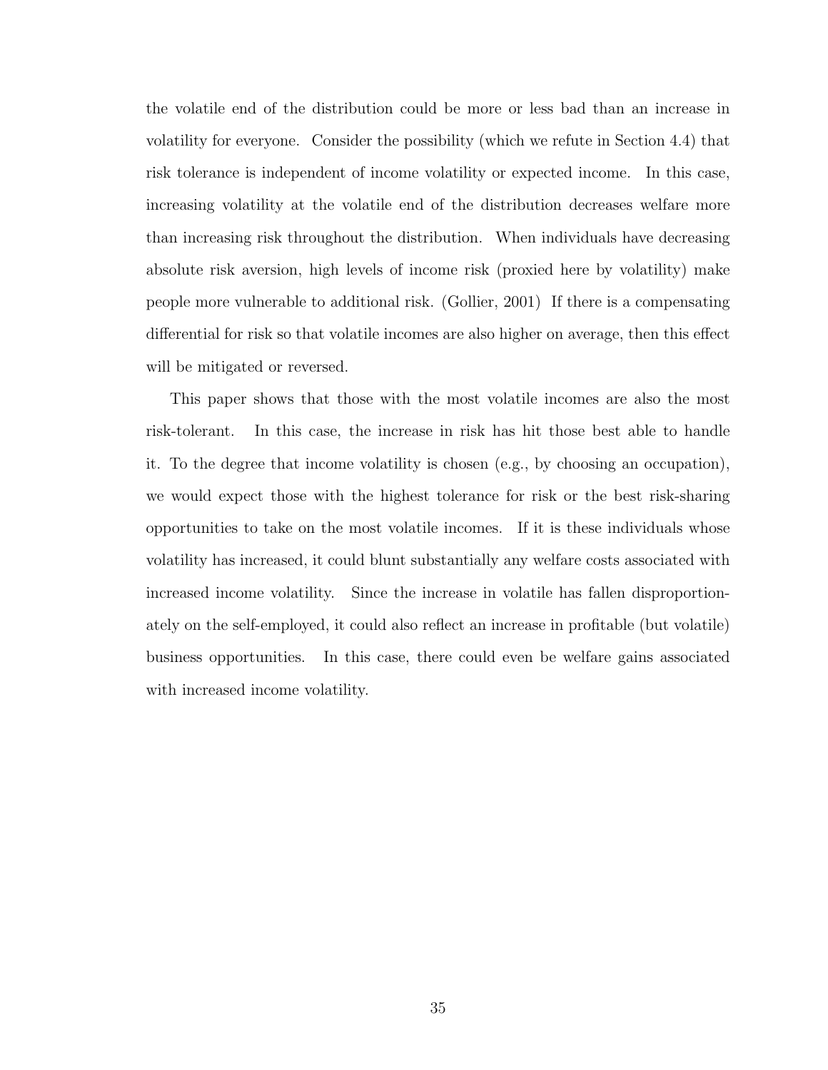the volatile end of the distribution could be more or less bad than an increase in volatility for everyone. Consider the possibility (which we refute in Section 4.4) that risk tolerance is independent of income volatility or expected income. In this case, increasing volatility at the volatile end of the distribution decreases welfare more than increasing risk throughout the distribution. When individuals have decreasing absolute risk aversion, high levels of income risk (proxied here by volatility) make people more vulnerable to additional risk. (Gollier, 2001) If there is a compensating differential for risk so that volatile incomes are also higher on average, then this effect will be mitigated or reversed.

This paper shows that those with the most volatile incomes are also the most risk-tolerant. In this case, the increase in risk has hit those best able to handle it. To the degree that income volatility is chosen (e.g., by choosing an occupation), we would expect those with the highest tolerance for risk or the best risk-sharing opportunities to take on the most volatile incomes. If it is these individuals whose volatility has increased, it could blunt substantially any welfare costs associated with increased income volatility. Since the increase in volatile has fallen disproportionately on the self-employed, it could also reflect an increase in profitable (but volatile) business opportunities. In this case, there could even be welfare gains associated with increased income volatility.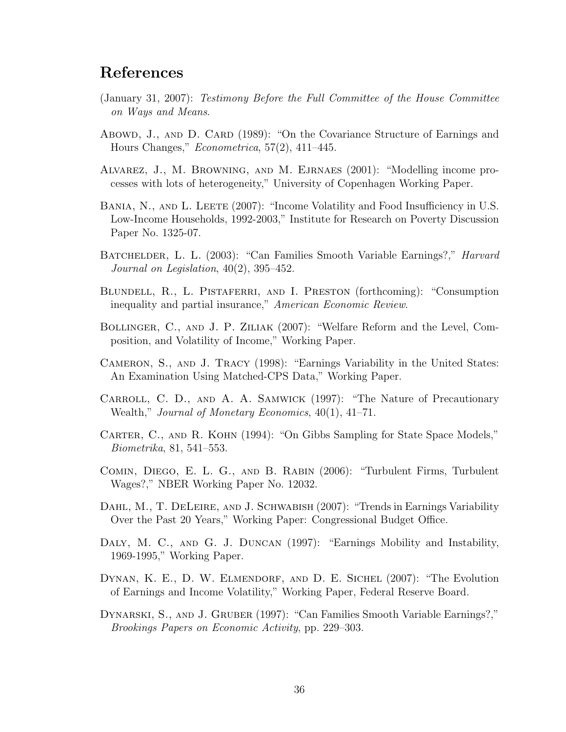## References

(January 31, 2007): *Testimony Before the Full Committee of the House Committee on Ways and Means*.

Abowd, J., and D. Card (1989): "On the Covariance Structure of Earnings and Hours Changes," *Econometrica*, 57(2), 411–445.

Alvarez, J., M. Browning, and M. Ejrnaes (2001): "Modelling income processes with lots of heterogeneity," University of Copenhagen Working Paper.

Bania, N., and L. Leete (2007): "Income Volatility and Food Insufficiency in U.S. Low-Income Households, 1992-2003," Institute for Research on Poverty Discussion Paper No. 1325-07.

Batchelder, L. L. (2003): "Can Families Smooth Variable Earnings?," *Harvard Journal on Legislation*, 40(2), 395–452.

Blundell, R., L. Pistaferri, and I. Preston (forthcoming): "Consumption inequality and partial insurance," *American Economic Review*.

Bollinger, C., and J. P. Ziliak (2007): "Welfare Reform and the Level, Composition, and Volatility of Income," Working Paper.

Cameron, S., and J. Tracy (1998): "Earnings Variability in the United States: An Examination Using Matched-CPS Data," Working Paper.

Carroll, C. D., and A. A. Samwick (1997): "The Nature of Precautionary Wealth," *Journal of Monetary Economics*, 40(1), 41–71.

Carter, C., and R. Kohn (1994): "On Gibbs Sampling for State Space Models," *Biometrika*, 81, 541–553.

Comin, Diego, E. L. G., and B. Rabin (2006): "Turbulent Firms, Turbulent Wages?," NBER Working Paper No. 12032.

Dahl, M., T. DeLeire, and J. Schwabish (2007): "Trends in Earnings Variability Over the Past 20 Years," Working Paper: Congressional Budget Office.

Daly, M. C., and G. J. Duncan (1997): "Earnings Mobility and Instability, 1969-1995," Working Paper.

Dynan, K. E., D. W. Elmendorf, and D. E. Sichel (2007): "The Evolution of Earnings and Income Volatility," Working Paper, Federal Reserve Board.

Dynarski, S., and J. Gruber (1997): "Can Families Smooth Variable Earnings?," *Brookings Papers on Economic Activity*, pp. 229–303.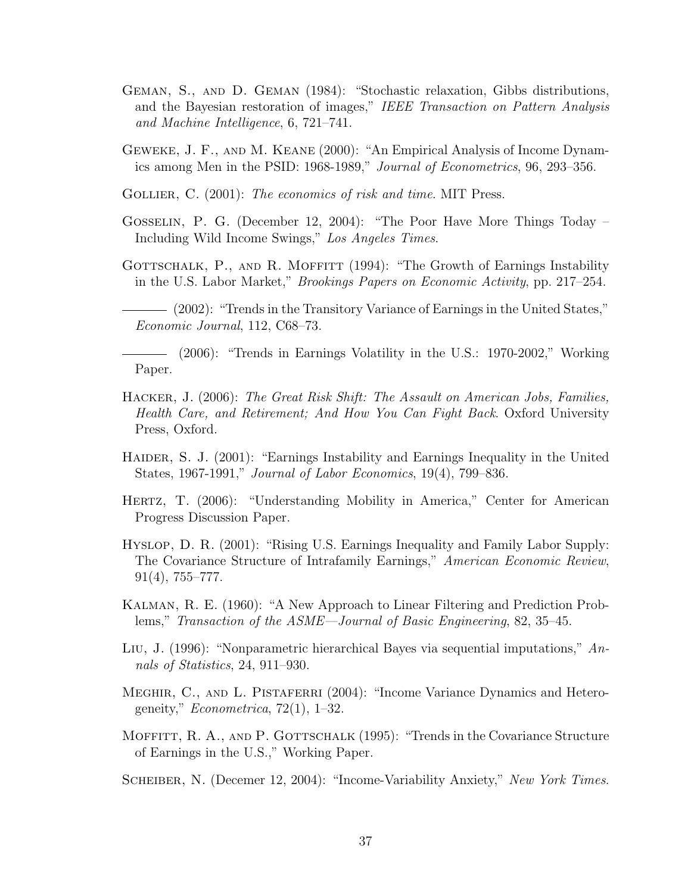Geman, S., and D. Geman (1984): "Stochastic relaxation, Gibbs distributions, and the Bayesian restoration of images," *IEEE Transaction on Pattern Analysis and Machine Intelligence*, 6, 721–741.

Geweke, J. F., and M. Keane (2000): "An Empirical Analysis of Income Dynamics among Men in the PSID: 1968-1989," *Journal of Econometrics*, 96, 293–356.

Gollier, C. (2001): *The economics of risk and time*. MIT Press.

Gosselin, P. G. (December 12, 2004): "The Poor Have More Things Today – Including Wild Income Swings," *Los Angeles Times*.

Gottschalk, P., and R. Moffitt (1994): "The Growth of Earnings Instability in the U.S. Labor Market," *Brookings Papers on Economic Activity*, pp. 217–254.

——— (2002): "Trends in the Transitory Variance of Earnings in the United States," *Economic Journal*, 112, C68–73.

——— (2006): "Trends in Earnings Volatility in the U.S.: 1970-2002," Working Paper.

Hacker, J. (2006): *The Great Risk Shift: The Assault on American Jobs, Families, Health Care, and Retirement; And How You Can Fight Back*. Oxford University Press, Oxford.

Haider, S. J. (2001): "Earnings Instability and Earnings Inequality in the United States, 1967-1991," *Journal of Labor Economics*, 19(4), 799–836.

Hertz, T. (2006): "Understanding Mobility in America," Center for American Progress Discussion Paper.

Hyslop, D. R. (2001): "Rising U.S. Earnings Inequality and Family Labor Supply: The Covariance Structure of Intrafamily Earnings," *American Economic Review*, 91(4), 755–777.

Kalman, R. E. (1960): "A New Approach to Linear Filtering and Prediction Problems," *Transaction of the ASME—Journal of Basic Engineering*, 82, 35–45.

Liu, J. (1996): "Nonparametric hierarchical Bayes via sequential imputations," *Annals of Statistics*, 24, 911–930.

Meghir, C., and L. Pistaferri (2004): "Income Variance Dynamics and Heterogeneity," *Econometrica*, 72(1), 1–32.

Moffitt, R. A., and P. Gottschalk (1995): "Trends in the Covariance Structure of Earnings in the U.S.," Working Paper.

Scheiber, N. (Decemer 12, 2004): "Income-Variability Anxiety," *New York Times*.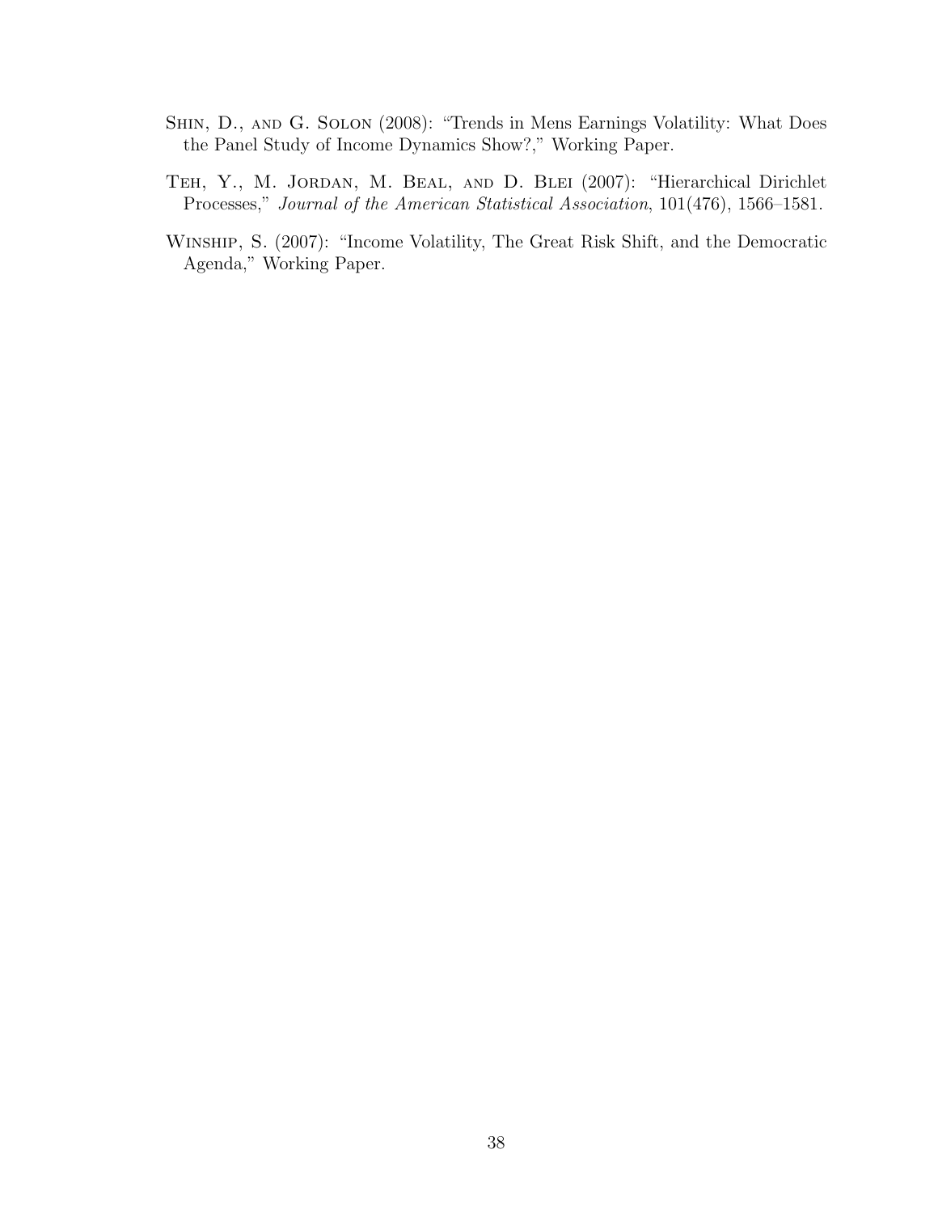Shin, D., and G. Solon (2008): "Trends in Mens Earnings Volatility: What Does the Panel Study of Income Dynamics Show?," Working Paper.

Teh, Y., M. Jordan, M. Beal, and D. Blei (2007): "Hierarchical Dirichlet Processes," *Journal of the American Statistical Association*, 101(476), 1566–1581.

Winship, S. (2007): "Income Volatility, The Great Risk Shift, and the Democratic Agenda," Working Paper.